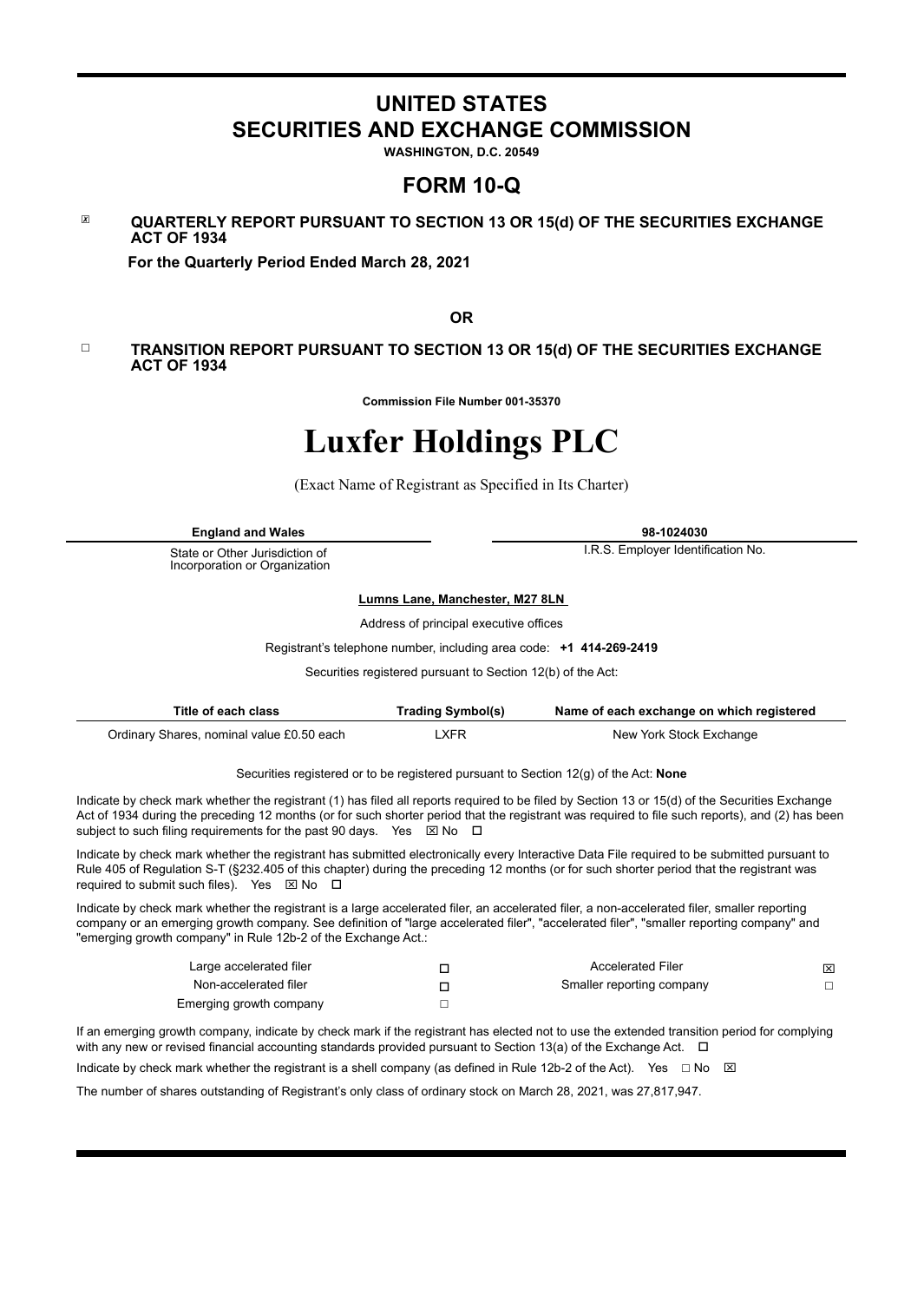# UNITED STATES
# SECURITIES AND EXCHANGE COMMISSION

**WASHINGTON, D.C. 20549**

## FORM 10-Q

☒ **QUARTERLY REPORT PURSUANT TO SECTION 13 OR 15(d) OF THE SECURITIES EXCHANGE ACT OF 1934**

**For the Quarterly Period Ended March 28, 2021**

**OR**

☐ **TRANSITION REPORT PURSUANT TO SECTION 13 OR 15(d) OF THE SECURITIES EXCHANGE ACT OF 1934**

**Commission File Number 001-35370**

# Luxfer Holdings PLC

(Exact Name of Registrant as Specified in Its Charter)

| **England and Wales** | **98-1024030** |
|---|---|
| State or Other Jurisdiction of Incorporation or Organization | I.R.S. Employer Identification No. |

**Lumns Lane, Manchester, M27 8LN**

Address of principal executive offices

Registrant's telephone number, including area code: **+1 414-269-2419**

Securities registered pursuant to Section 12(b) of the Act:

| Title of each class | Trading Symbol(s) | Name of each exchange on which registered |
|---|---|---|
| Ordinary Shares, nominal value £0.50 each | LXFR | New York Stock Exchange |

Securities registered or to be registered pursuant to Section 12(g) of the Act: **None**

Indicate by check mark whether the registrant (1) has filed all reports required to be filed by Section 13 or 15(d) of the Securities Exchange Act of 1934 during the preceding 12 months (or for such shorter period that the registrant was required to file such reports), and (2) has been subject to such filing requirements for the past 90 days. Yes ☒ No ☐

Indicate by check mark whether the registrant has submitted electronically every Interactive Data File required to be submitted pursuant to Rule 405 of Regulation S-T (§232.405 of this chapter) during the preceding 12 months (or for such shorter period that the registrant was required to submit such files). Yes ☒ No ☐

Indicate by check mark whether the registrant is a large accelerated filer, an accelerated filer, a non-accelerated filer, smaller reporting company or an emerging growth company. See definition of "large accelerated filer", "accelerated filer", "smaller reporting company" and "emerging growth company" in Rule 12b-2 of the Exchange Act.:

| | | | |
|---|---|---|---|
| Large accelerated filer | ☐ | Accelerated Filer | ☒ |
| Non-accelerated filer | ☐ | Smaller reporting company | ☐ |
| Emerging growth company | ☐ | | |

If an emerging growth company, indicate by check mark if the registrant has elected not to use the extended transition period for complying with any new or revised financial accounting standards provided pursuant to Section 13(a) of the Exchange Act. ☐

Indicate by check mark whether the registrant is a shell company (as defined in Rule 12b-2 of the Act). Yes ☐ No ☒

The number of shares outstanding of Registrant's only class of ordinary stock on March 28, 2021, was 27,817,947.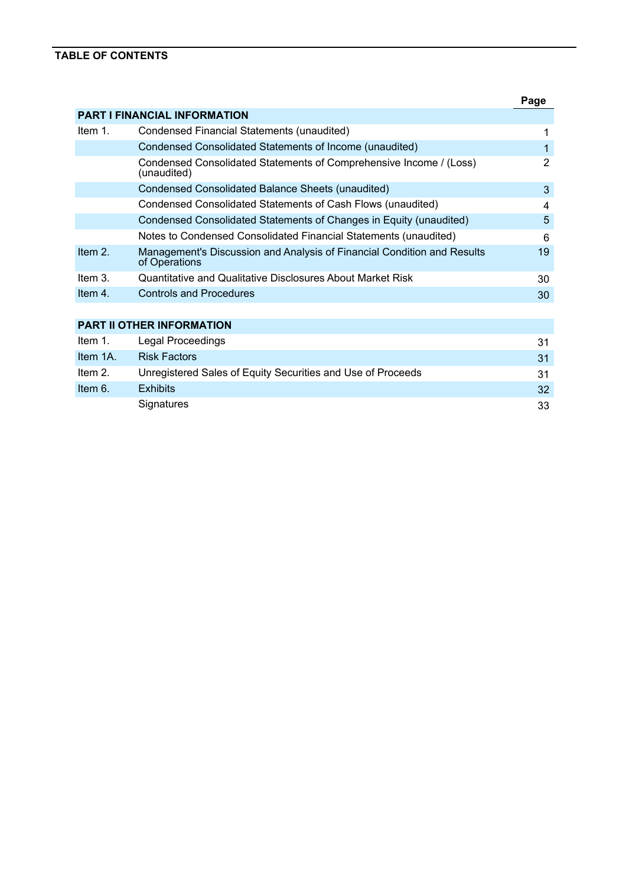## TABLE OF CONTENTS

| | | Page |
|---|---|---|
| **PART I FINANCIAL INFORMATION** | | |
| Item 1. | Condensed Financial Statements (unaudited) | 1 |
| | Condensed Consolidated Statements of Income (unaudited) | 1 |
| | Condensed Consolidated Statements of Comprehensive Income / (Loss) (unaudited) | 2 |
| | Condensed Consolidated Balance Sheets (unaudited) | 3 |
| | Condensed Consolidated Statements of Cash Flows (unaudited) | 4 |
| | Condensed Consolidated Statements of Changes in Equity (unaudited) | 5 |
| | Notes to Condensed Consolidated Financial Statements (unaudited) | 6 |
| Item 2. | Management's Discussion and Analysis of Financial Condition and Results of Operations | 19 |
| Item 3. | Quantitative and Qualitative Disclosures About Market Risk | 30 |
| Item 4. | Controls and Procedures | 30 |
| **PART II OTHER INFORMATION** | | |
| Item 1. | Legal Proceedings | 31 |
| Item 1A. | Risk Factors | 31 |
| Item 2. | Unregistered Sales of Equity Securities and Use of Proceeds | 31 |
| Item 6. | Exhibits | 32 |
| | Signatures | 33 |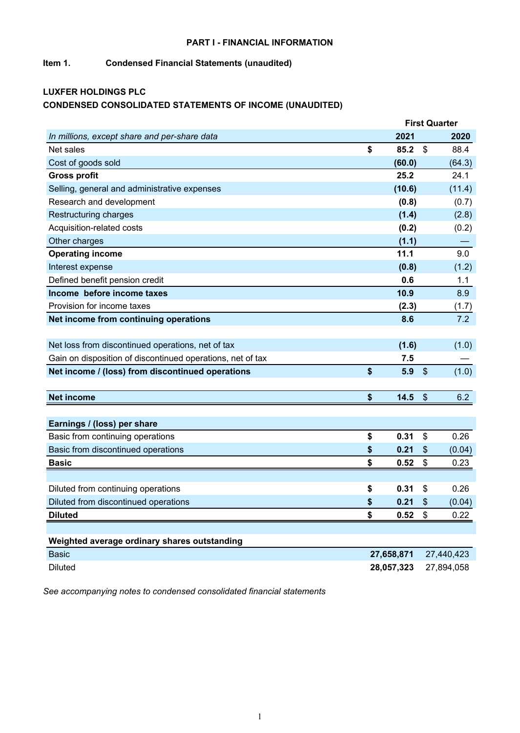# PART I - FINANCIAL INFORMATION

**Item 1. Condensed Financial Statements (unaudited)**

**LUXFER HOLDINGS PLC**

**CONDENSED CONSOLIDATED STATEMENTS OF INCOME (UNAUDITED)**

| *In millions, except share and per-share data* | First Quarter 2021 | 2020 |
|---|---|---|
| Net sales | **$ 85.2** | $ 88.4 |
| Cost of goods sold | **(60.0)** | (64.3) |
| **Gross profit** | **25.2** | 24.1 |
| Selling, general and administrative expenses | **(10.6)** | (11.4) |
| Research and development | **(0.8)** | (0.7) |
| Restructuring charges | **(1.4)** | (2.8) |
| Acquisition-related costs | **(0.2)** | (0.2) |
| Other charges | **(1.1)** | — |
| **Operating income** | **11.1** | 9.0 |
| Interest expense | **(0.8)** | (1.2) |
| Defined benefit pension credit | **0.6** | 1.1 |
| **Income before income taxes** | **10.9** | 8.9 |
| Provision for income taxes | **(2.3)** | (1.7) |
| **Net income from continuing operations** | **8.6** | 7.2 |
| | | |
| Net loss from discontinued operations, net of tax | **(1.6)** | (1.0) |
| Gain on disposition of discontinued operations, net of tax | **7.5** | — |
| **Net income / (loss) from discontinued operations** | **$ 5.9** | $ (1.0) |
| | | |
| **Net income** | **$ 14.5** | $ 6.2 |
| | | |
| **Earnings / (loss) per share** | | |
| Basic from continuing operations | **$ 0.31** | $ 0.26 |
| Basic from discontinued operations | **$ 0.21** | $ (0.04) |
| **Basic** | **$ 0.52** | $ 0.23 |
| | | |
| Diluted from continuing operations | **$ 0.31** | $ 0.26 |
| Diluted from discontinued operations | **$ 0.21** | $ (0.04) |
| **Diluted** | **$ 0.52** | $ 0.22 |
| | | |
| **Weighted average ordinary shares outstanding** | | |
| Basic | **27,658,871** | 27,440,423 |
| Diluted | **28,057,323** | 27,894,058 |

*See accompanying notes to condensed consolidated financial statements*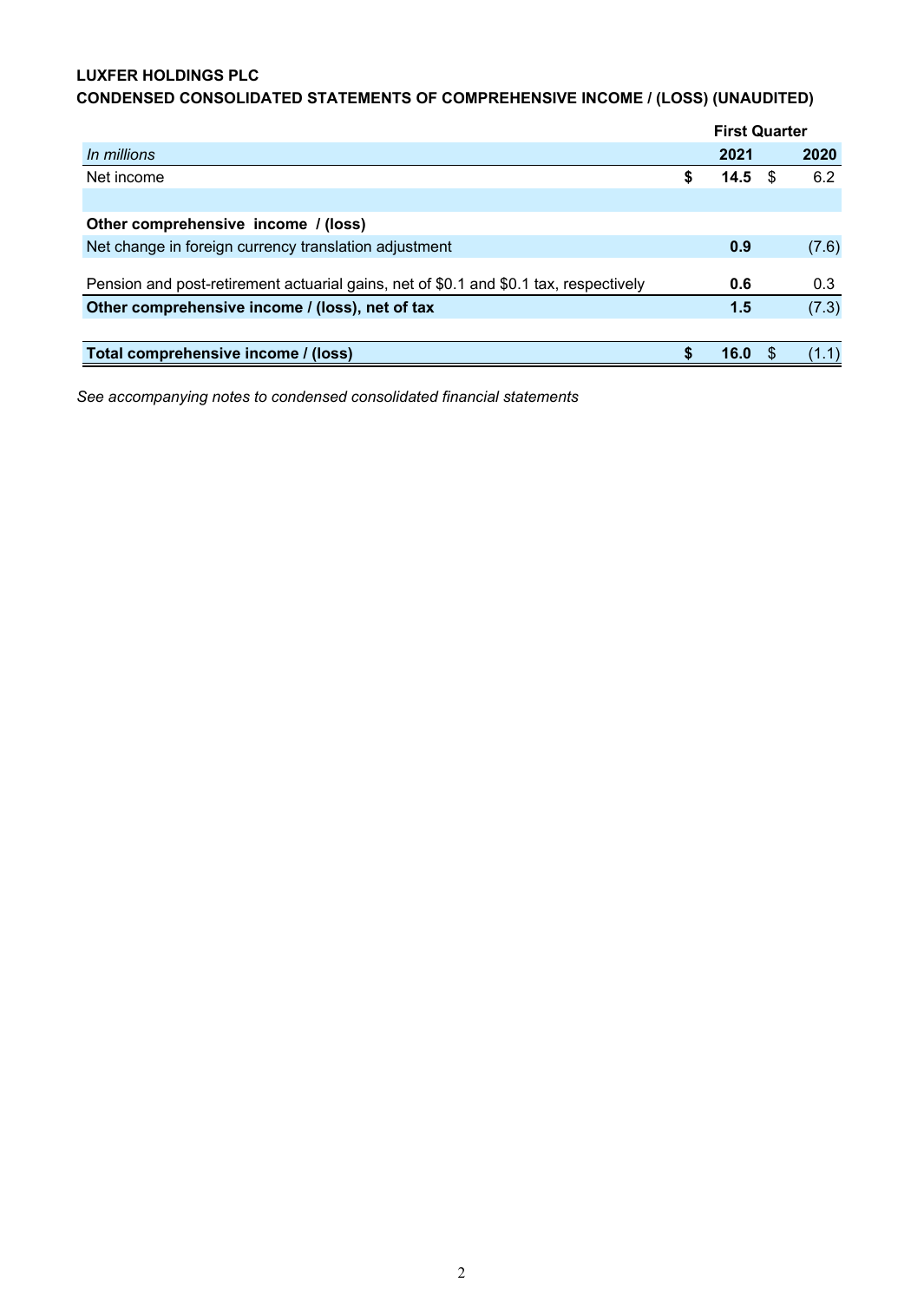**LUXFER HOLDINGS PLC**

**CONDENSED CONSOLIDATED STATEMENTS OF COMPREHENSIVE INCOME / (LOSS) (UNAUDITED)**

| | First Quarter | |
|---|---|---|
| *In millions* | **2021** | **2020** |
| Net income | **$ 14.5** | $ 6.2 |
| | | |
| **Other comprehensive income / (loss)** | | |
| Net change in foreign currency translation adjustment | **0.9** | (7.6) |
| Pension and post-retirement actuarial gains, net of $0.1 and $0.1 tax, respectively | **0.6** | 0.3 |
| **Other comprehensive income / (loss), net of tax** | **1.5** | (7.3) |
| | | |
| **Total comprehensive income / (loss)** | **$ 16.0** | $ (1.1) |

*See accompanying notes to condensed consolidated financial statements*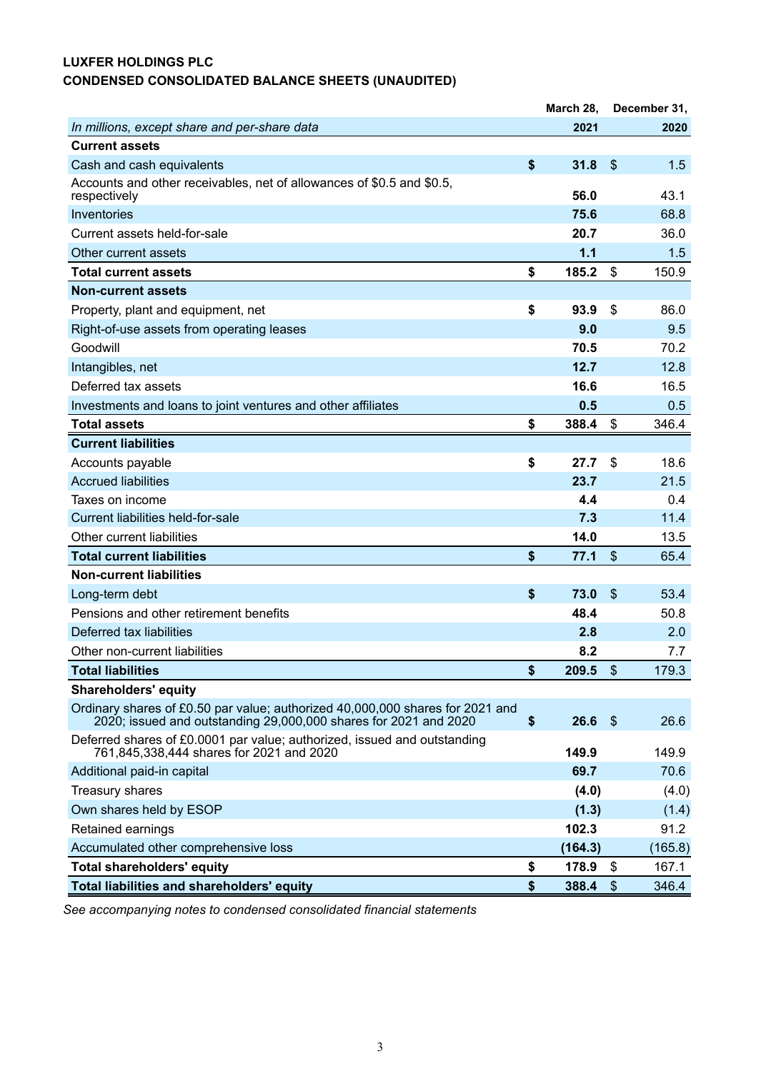**LUXFER HOLDINGS PLC**
**CONDENSED CONSOLIDATED BALANCE SHEETS (UNAUDITED)**

| *In millions, except share and per-share data* | March 28, 2021 | December 31, 2020 |
|---|---|---|
| **Current assets** | | |
| Cash and cash equivalents | **$ 31.8** | $ 1.5 |
| Accounts and other receivables, net of allowances of $0.5 and $0.5, respectively | **56.0** | 43.1 |
| Inventories | **75.6** | 68.8 |
| Current assets held-for-sale | **20.7** | 36.0 |
| Other current assets | **1.1** | 1.5 |
| **Total current assets** | **$ 185.2** | $ 150.9 |
| **Non-current assets** | | |
| Property, plant and equipment, net | **$ 93.9** | $ 86.0 |
| Right-of-use assets from operating leases | **9.0** | 9.5 |
| Goodwill | **70.5** | 70.2 |
| Intangibles, net | **12.7** | 12.8 |
| Deferred tax assets | **16.6** | 16.5 |
| Investments and loans to joint ventures and other affiliates | **0.5** | 0.5 |
| **Total assets** | **$ 388.4** | $ 346.4 |
| **Current liabilities** | | |
| Accounts payable | **$ 27.7** | $ 18.6 |
| Accrued liabilities | **23.7** | 21.5 |
| Taxes on income | **4.4** | 0.4 |
| Current liabilities held-for-sale | **7.3** | 11.4 |
| Other current liabilities | **14.0** | 13.5 |
| **Total current liabilities** | **$ 77.1** | $ 65.4 |
| **Non-current liabilities** | | |
| Long-term debt | **$ 73.0** | $ 53.4 |
| Pensions and other retirement benefits | **48.4** | 50.8 |
| Deferred tax liabilities | **2.8** | 2.0 |
| Other non-current liabilities | **8.2** | 7.7 |
| **Total liabilities** | **$ 209.5** | $ 179.3 |
| **Shareholders' equity** | | |
| Ordinary shares of £0.50 par value; authorized 40,000,000 shares for 2021 and 2020; issued and outstanding 29,000,000 shares for 2021 and 2020 | **$ 26.6** | $ 26.6 |
| Deferred shares of £0.0001 par value; authorized, issued and outstanding 761,845,338,444 shares for 2021 and 2020 | **149.9** | 149.9 |
| Additional paid-in capital | **69.7** | 70.6 |
| Treasury shares | **(4.0)** | (4.0) |
| Own shares held by ESOP | **(1.3)** | (1.4) |
| Retained earnings | **102.3** | 91.2 |
| Accumulated other comprehensive loss | **(164.3)** | (165.8) |
| **Total shareholders' equity** | **$ 178.9** | $ 167.1 |
| **Total liabilities and shareholders' equity** | **$ 388.4** | $ 346.4 |

*See accompanying notes to condensed consolidated financial statements*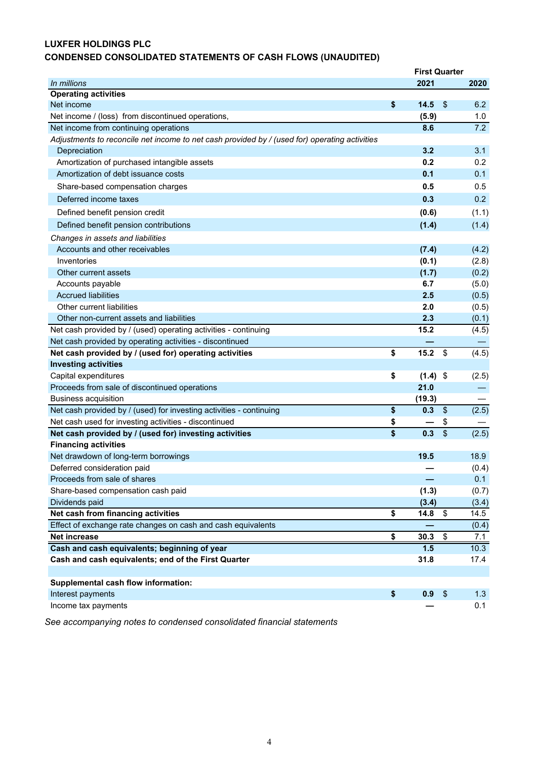**LUXFER HOLDINGS PLC**
**CONDENSED CONSOLIDATED STATEMENTS OF CASH FLOWS (UNAUDITED)**

| *In millions* | First Quarter 2021 | First Quarter 2020 |
|---|---|---|
| **Operating activities** | | |
| Net income | **$ 14.5** | $ 6.2 |
| Net income / (loss) from discontinued operations, | **(5.9)** | 1.0 |
| Net income from continuing operations | **8.6** | 7.2 |
| *Adjustments to reconcile net income to net cash provided by / (used for) operating activities* | | |
| Depreciation | **3.2** | 3.1 |
| Amortization of purchased intangible assets | **0.2** | 0.2 |
| Amortization of debt issuance costs | **0.1** | 0.1 |
| Share-based compensation charges | **0.5** | 0.5 |
| Deferred income taxes | **0.3** | 0.2 |
| Defined benefit pension credit | **(0.6)** | (1.1) |
| Defined benefit pension contributions | **(1.4)** | (1.4) |
| *Changes in assets and liabilities* | | |
| Accounts and other receivables | **(7.4)** | (4.2) |
| Inventories | **(0.1)** | (2.8) |
| Other current assets | **(1.7)** | (0.2) |
| Accounts payable | **6.7** | (5.0) |
| Accrued liabilities | **2.5** | (0.5) |
| Other current liabilities | **2.0** | (0.5) |
| Other non-current assets and liabilities | **2.3** | (0.1) |
| Net cash provided by / (used) operating activities - continuing | **15.2** | (4.5) |
| Net cash provided by operating activities - discontinued | **—** | — |
| **Net cash provided by / (used for) operating activities** | **$ 15.2** | $ (4.5) |
| **Investing activities** | | |
| Capital expenditures | **$ (1.4)** | $ (2.5) |
| Proceeds from sale of discontinued operations | **21.0** | — |
| Business acquisition | **(19.3)** | — |
| Net cash provided by / (used) for investing activities - continuing | **$ 0.3** | $ (2.5) |
| Net cash used for investing activities - discontinued | **$ —** | $ — |
| **Net cash provided by / (used for) investing activities** | **$ 0.3** | $ (2.5) |
| **Financing activities** | | |
| Net drawdown of long-term borrowings | **19.5** | 18.9 |
| Deferred consideration paid | **—** | (0.4) |
| Proceeds from sale of shares | **—** | 0.1 |
| Share-based compensation cash paid | **(1.3)** | (0.7) |
| Dividends paid | **(3.4)** | (3.4) |
| **Net cash from financing activities** | **$ 14.8** | $ 14.5 |
| Effect of exchange rate changes on cash and cash equivalents | **—** | (0.4) |
| **Net increase** | **$ 30.3** | $ 7.1 |
| **Cash and cash equivalents; beginning of year** | **1.5** | 10.3 |
| **Cash and cash equivalents; end of the First Quarter** | **31.8** | 17.4 |
| | | |
| **Supplemental cash flow information:** | | |
| Interest payments | **$ 0.9** | $ 1.3 |
| Income tax payments | **—** | 0.1 |

*See accompanying notes to condensed consolidated financial statements*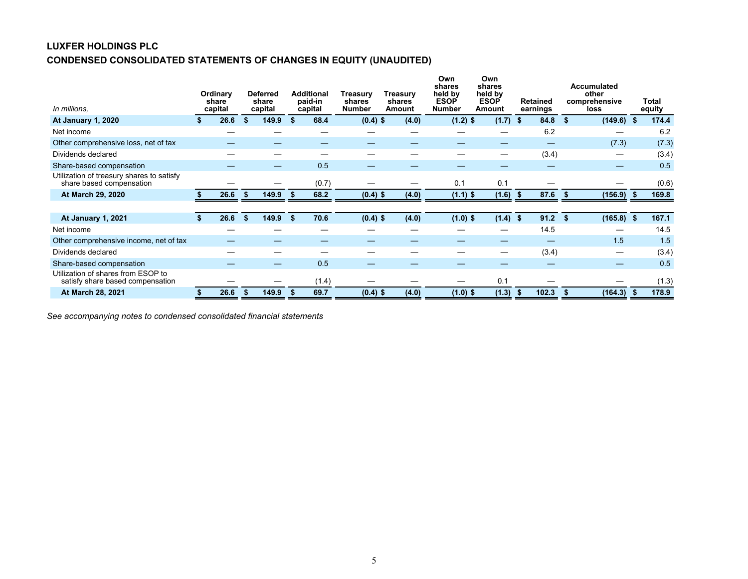**LUXFER HOLDINGS PLC**

**CONDENSED CONSOLIDATED STATEMENTS OF CHANGES IN EQUITY (UNAUDITED)**

| *In millions,* | Ordinary share capital | Deferred share capital | Additional paid-in capital | Treasury shares Number | Treasury shares Amount | Own shares held by ESOP Number | Own shares held by ESOP Amount | Retained earnings | Accumulated other comprehensive loss | Total equity |
|---|---|---|---|---|---|---|---|---|---|---|
| **At January 1, 2020** | **$ 26.6** | **$ 149.9** | **$ 68.4** | **(0.4)** | **$ (4.0)** | **(1.2)** | **$ (1.7)** | **$ 84.8** | **$ (149.6)** | **$ 174.4** |
| Net income | — | — | — | — | — | — | — | 6.2 | — | 6.2 |
| Other comprehensive loss, net of tax | — | — | — | — | — | — | — | — | (7.3) | (7.3) |
| Dividends declared | — | — | — | — | — | — | — | (3.4) | — | (3.4) |
| Share-based compensation | — | — | 0.5 | — | — | — | — | — | — | 0.5 |
| Utilization of treasury shares to satisfy share based compensation | — | — | (0.7) | — | — | 0.1 | 0.1 | — | — | (0.6) |
| **At March 29, 2020** | **$ 26.6** | **$ 149.9** | **$ 68.2** | **(0.4)** | **$ (4.0)** | **(1.1)** | **$ (1.6)** | **$ 87.6** | **$ (156.9)** | **$ 169.8** |
| | | | | | | | | | | |
| **At January 1, 2021** | **$ 26.6** | **$ 149.9** | **$ 70.6** | **(0.4)** | **$ (4.0)** | **(1.0)** | **$ (1.4)** | **$ 91.2** | **$ (165.8)** | **$ 167.1** |
| Net income | — | — | — | — | — | — | — | 14.5 | — | 14.5 |
| Other comprehensive income, net of tax | — | — | — | — | — | — | — | — | 1.5 | 1.5 |
| Dividends declared | — | — | — | — | — | — | — | (3.4) | — | (3.4) |
| Share-based compensation | — | — | 0.5 | — | — | — | — | — | — | 0.5 |
| Utilization of shares from ESOP to satisfy share based compensation | — | — | (1.4) | — | — | — | 0.1 | — | — | (1.3) |
| **At March 28, 2021** | **$ 26.6** | **$ 149.9** | **$ 69.7** | **(0.4)** | **$ (4.0)** | **(1.0)** | **$ (1.3)** | **$ 102.3** | **$ (164.3)** | **$ 178.9** |

*See accompanying notes to condensed consolidated financial statements*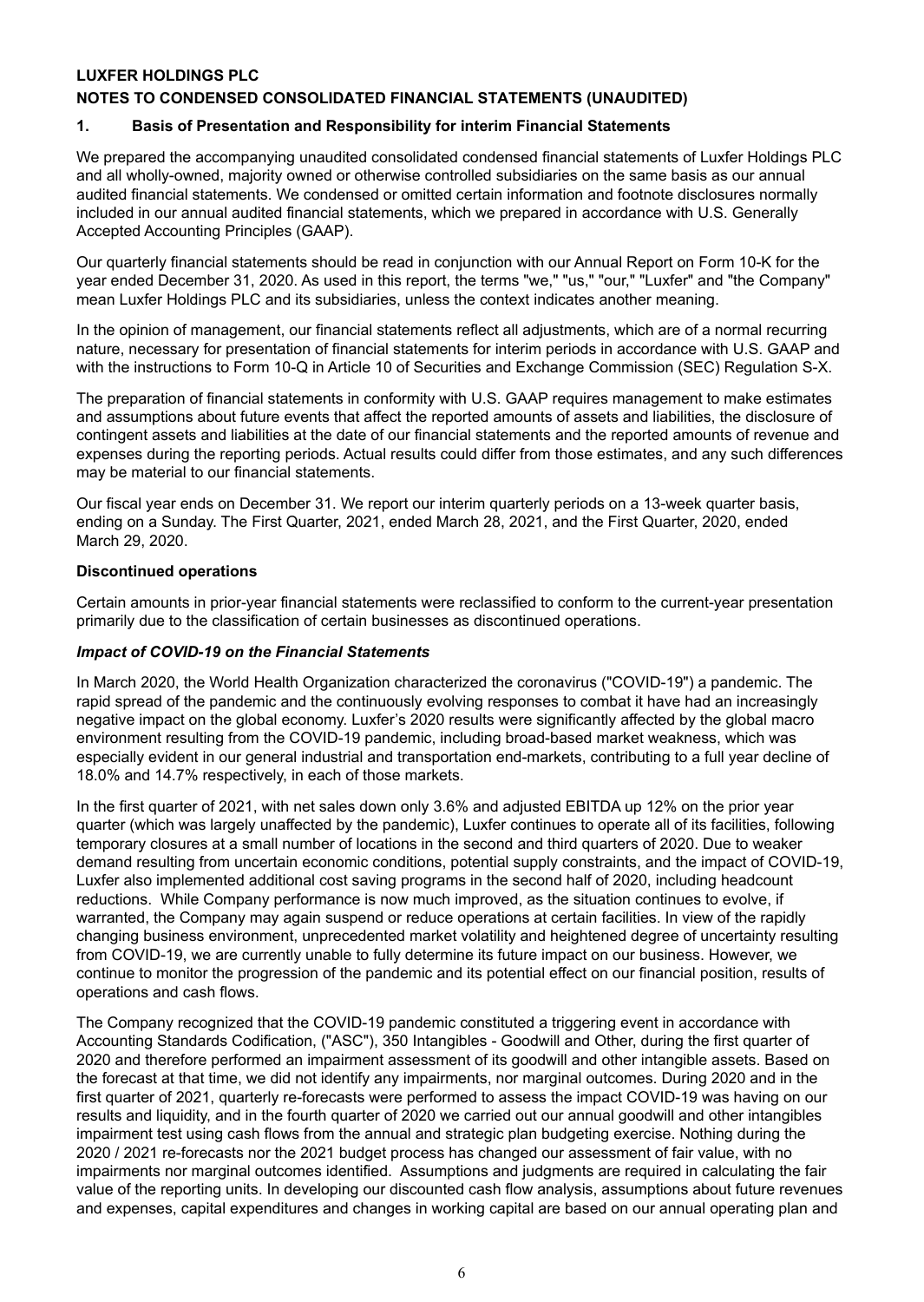**LUXFER HOLDINGS PLC**

**NOTES TO CONDENSED CONSOLIDATED FINANCIAL STATEMENTS (UNAUDITED)**

**1. Basis of Presentation and Responsibility for interim Financial Statements**

We prepared the accompanying unaudited consolidated condensed financial statements of Luxfer Holdings PLC and all wholly-owned, majority owned or otherwise controlled subsidiaries on the same basis as our annual audited financial statements. We condensed or omitted certain information and footnote disclosures normally included in our annual audited financial statements, which we prepared in accordance with U.S. Generally Accepted Accounting Principles (GAAP).

Our quarterly financial statements should be read in conjunction with our Annual Report on Form 10-K for the year ended December 31, 2020. As used in this report, the terms "we," "us," "our," "Luxfer" and "the Company" mean Luxfer Holdings PLC and its subsidiaries, unless the context indicates another meaning.

In the opinion of management, our financial statements reflect all adjustments, which are of a normal recurring nature, necessary for presentation of financial statements for interim periods in accordance with U.S. GAAP and with the instructions to Form 10-Q in Article 10 of Securities and Exchange Commission (SEC) Regulation S-X.

The preparation of financial statements in conformity with U.S. GAAP requires management to make estimates and assumptions about future events that affect the reported amounts of assets and liabilities, the disclosure of contingent assets and liabilities at the date of our financial statements and the reported amounts of revenue and expenses during the reporting periods. Actual results could differ from those estimates, and any such differences may be material to our financial statements.

Our fiscal year ends on December 31. We report our interim quarterly periods on a 13-week quarter basis, ending on a Sunday. The First Quarter, 2021, ended March 28, 2021, and the First Quarter, 2020, ended March 29, 2020.

**Discontinued operations**

Certain amounts in prior-year financial statements were reclassified to conform to the current-year presentation primarily due to the classification of certain businesses as discontinued operations.

***Impact of COVID-19 on the Financial Statements***

In March 2020, the World Health Organization characterized the coronavirus ("COVID-19") a pandemic. The rapid spread of the pandemic and the continuously evolving responses to combat it have had an increasingly negative impact on the global economy. Luxfer's 2020 results were significantly affected by the global macro environment resulting from the COVID-19 pandemic, including broad-based market weakness, which was especially evident in our general industrial and transportation end-markets, contributing to a full year decline of 18.0% and 14.7% respectively, in each of those markets.

In the first quarter of 2021, with net sales down only 3.6% and adjusted EBITDA up 12% on the prior year quarter (which was largely unaffected by the pandemic), Luxfer continues to operate all of its facilities, following temporary closures at a small number of locations in the second and third quarters of 2020. Due to weaker demand resulting from uncertain economic conditions, potential supply constraints, and the impact of COVID-19, Luxfer also implemented additional cost saving programs in the second half of 2020, including headcount reductions. While Company performance is now much improved, as the situation continues to evolve, if warranted, the Company may again suspend or reduce operations at certain facilities. In view of the rapidly changing business environment, unprecedented market volatility and heightened degree of uncertainty resulting from COVID-19, we are currently unable to fully determine its future impact on our business. However, we continue to monitor the progression of the pandemic and its potential effect on our financial position, results of operations and cash flows.

The Company recognized that the COVID-19 pandemic constituted a triggering event in accordance with Accounting Standards Codification, ("ASC"), 350 Intangibles - Goodwill and Other, during the first quarter of 2020 and therefore performed an impairment assessment of its goodwill and other intangible assets. Based on the forecast at that time, we did not identify any impairments, nor marginal outcomes. During 2020 and in the first quarter of 2021, quarterly re-forecasts were performed to assess the impact COVID-19 was having on our results and liquidity, and in the fourth quarter of 2020 we carried out our annual goodwill and other intangibles impairment test using cash flows from the annual and strategic plan budgeting exercise. Nothing during the 2020 / 2021 re-forecasts nor the 2021 budget process has changed our assessment of fair value, with no impairments nor marginal outcomes identified. Assumptions and judgments are required in calculating the fair value of the reporting units. In developing our discounted cash flow analysis, assumptions about future revenues and expenses, capital expenditures and changes in working capital are based on our annual operating plan and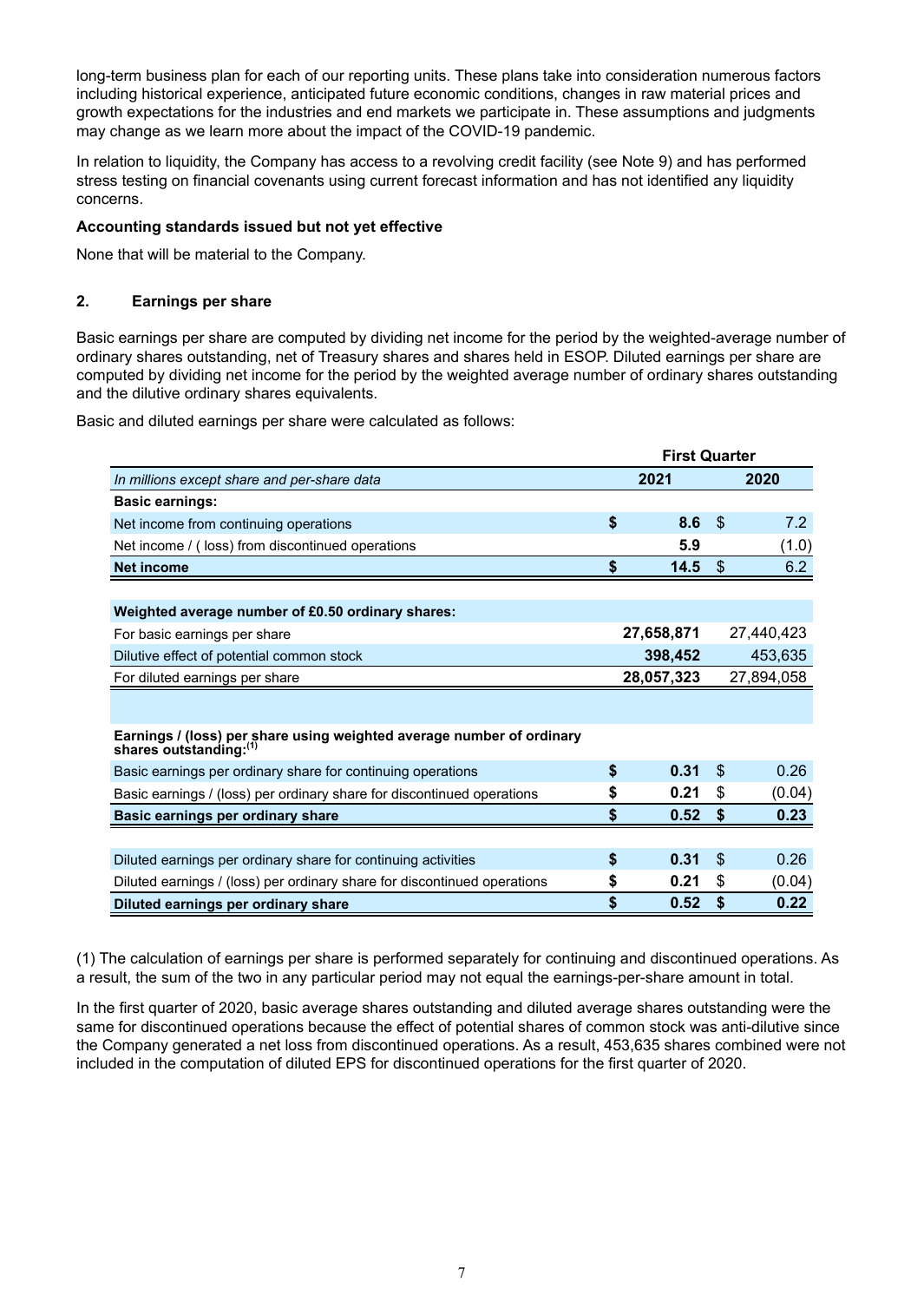long-term business plan for each of our reporting units. These plans take into consideration numerous factors including historical experience, anticipated future economic conditions, changes in raw material prices and growth expectations for the industries and end markets we participate in. These assumptions and judgments may change as we learn more about the impact of the COVID-19 pandemic.

In relation to liquidity, the Company has access to a revolving credit facility (see Note 9) and has performed stress testing on financial covenants using current forecast information and has not identified any liquidity concerns.

**Accounting standards issued but not yet effective**

None that will be material to the Company.

## 2. Earnings per share

Basic earnings per share are computed by dividing net income for the period by the weighted-average number of ordinary shares outstanding, net of Treasury shares and shares held in ESOP. Diluted earnings per share are computed by dividing net income for the period by the weighted average number of ordinary shares outstanding and the dilutive ordinary shares equivalents.

Basic and diluted earnings per share were calculated as follows:

| | First Quarter | |
|---|---|---|
| *In millions except share and per-share data* | **2021** | **2020** |
| **Basic earnings:** | | |
| Net income from continuing operations | **$ 8.6** | $ 7.2 |
| Net income / ( loss) from discontinued operations | **5.9** | (1.0) |
| **Net income** | **$ 14.5** | **$ 6.2** |
| | | |
| **Weighted average number of £0.50 ordinary shares:** | | |
| For basic earnings per share | **27,658,871** | 27,440,423 |
| Dilutive effect of potential common stock | **398,452** | 453,635 |
| For diluted earnings per share | **28,057,323** | 27,894,058 |
| | | |
| **Earnings / (loss) per share using weighted average number of ordinary shares outstanding:**[(1)] | | |
| Basic earnings per ordinary share for continuing operations | **$ 0.31** | $ 0.26 |
| Basic earnings / (loss) per ordinary share for discontinued operations | **$ 0.21** | $ (0.04) |
| **Basic earnings per ordinary share** | **$ 0.52** | **$ 0.23** |
| | | |
| Diluted earnings per ordinary share for continuing activities | **$ 0.31** | $ 0.26 |
| Diluted earnings / (loss) per ordinary share for discontinued operations | **$ 0.21** | $ (0.04) |
| **Diluted earnings per ordinary share** | **$ 0.52** | **$ 0.22** |

(1) The calculation of earnings per share is performed separately for continuing and discontinued operations. As a result, the sum of the two in any particular period may not equal the earnings-per-share amount in total.

In the first quarter of 2020, basic average shares outstanding and diluted average shares outstanding were the same for discontinued operations because the effect of potential shares of common stock was anti-dilutive since the Company generated a net loss from discontinued operations. As a result, 453,635 shares combined were not included in the computation of diluted EPS for discontinued operations for the first quarter of 2020.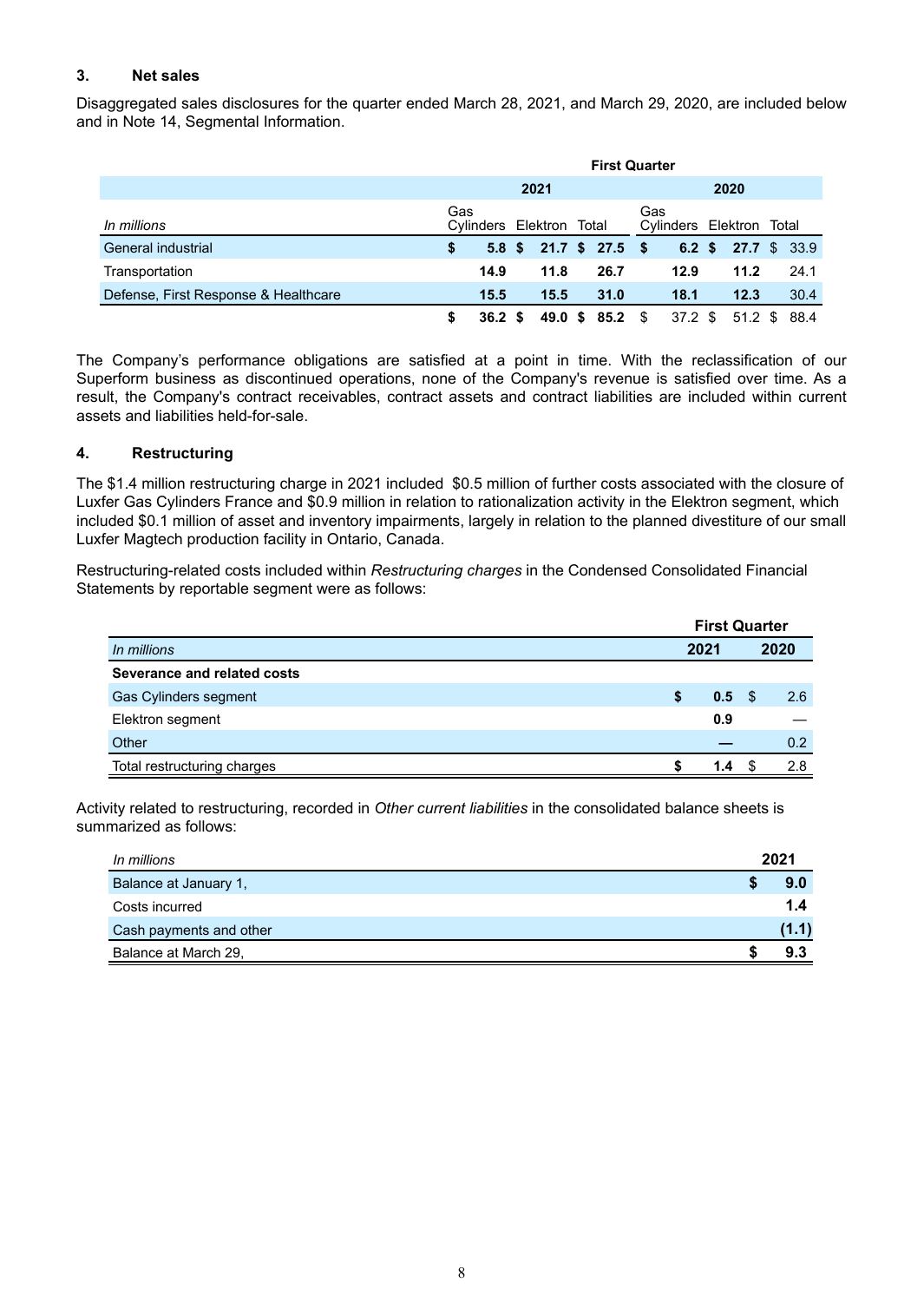## 3. Net sales

Disaggregated sales disclosures for the quarter ended March 28, 2021, and March 29, 2020, are included below and in Note 14, Segmental Information.

| | First Quarter | | | | | |
|---|---|---|---|---|---|---|
| | 2021 | | | 2020 | | |
| *In millions* | Gas Cylinders | Elektron | Total | Gas Cylinders | Elektron | Total |
| General industrial | **$ 5.8** | **$ 21.7** | **$ 27.5** | **$ 6.2** | **$ 27.7** | $ 33.9 |
| Transportation | **14.9** | **11.8** | **26.7** | **12.9** | **11.2** | 24.1 |
| Defense, First Response & Healthcare | **15.5** | **15.5** | **31.0** | **18.1** | **12.3** | 30.4 |
| | **$ 36.2** | **$ 49.0** | **$ 85.2** | $ 37.2 | $ 51.2 | $ 88.4 |

The Company's performance obligations are satisfied at a point in time. With the reclassification of our Superform business as discontinued operations, none of the Company's revenue is satisfied over time. As a result, the Company's contract receivables, contract assets and contract liabilities are included within current assets and liabilities held-for-sale.

## 4. Restructuring

The $1.4 million restructuring charge in 2021 included $0.5 million of further costs associated with the closure of Luxfer Gas Cylinders France and $0.9 million in relation to rationalization activity in the Elektron segment, which included $0.1 million of asset and inventory impairments, largely in relation to the planned divestiture of our small Luxfer Magtech production facility in Ontario, Canada.

Restructuring-related costs included within *Restructuring charges* in the Condensed Consolidated Financial Statements by reportable segment were as follows:

| | First Quarter | |
|---|---|---|
| *In millions* | 2021 | 2020 |
| **Severance and related costs** | | |
| Gas Cylinders segment | **$ 0.5** | $ 2.6 |
| Elektron segment | **0.9** | — |
| Other | **—** | 0.2 |
| Total restructuring charges | **$ 1.4** | $ 2.8 |

Activity related to restructuring, recorded in *Other current liabilities* in the consolidated balance sheets is summarized as follows:

| *In millions* | 2021 |
|---|---|
| Balance at January 1, | **$ 9.0** |
| Costs incurred | **1.4** |
| Cash payments and other | **(1.1)** |
| Balance at March 29, | **$ 9.3** |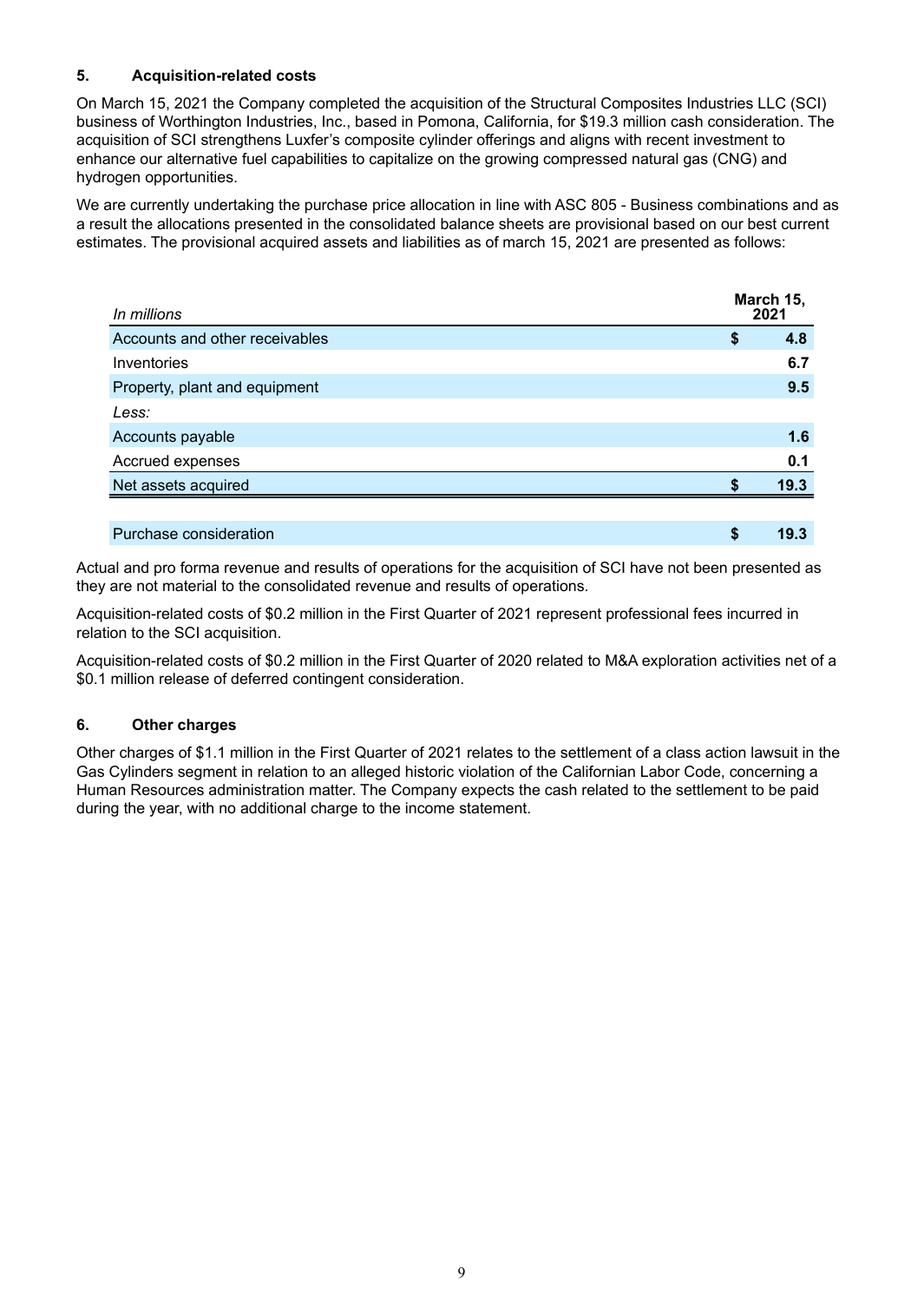## 5. Acquisition-related costs

On March 15, 2021 the Company completed the acquisition of the Structural Composites Industries LLC (SCI) business of Worthington Industries, Inc., based in Pomona, California, for $19.3 million cash consideration. The acquisition of SCI strengthens Luxfer's composite cylinder offerings and aligns with recent investment to enhance our alternative fuel capabilities to capitalize on the growing compressed natural gas (CNG) and hydrogen opportunities.

We are currently undertaking the purchase price allocation in line with ASC 805 - Business combinations and as a result the allocations presented in the consolidated balance sheets are provisional based on our best current estimates. The provisional acquired assets and liabilities as of march 15, 2021 are presented as follows:

| *In millions* | | March 15, 2021 |
|---|---|---|
| Accounts and other receivables | $ | 4.8 |
| Inventories | | 6.7 |
| Property, plant and equipment | | 9.5 |
| *Less:* | | |
| Accounts payable | | 1.6 |
| Accrued expenses | | 0.1 |
| Net assets acquired | $ | 19.3 |
| | | |
| Purchase consideration | $ | 19.3 |

Actual and pro forma revenue and results of operations for the acquisition of SCI have not been presented as they are not material to the consolidated revenue and results of operations.

Acquisition-related costs of $0.2 million in the First Quarter of 2021 represent professional fees incurred in relation to the SCI acquisition.

Acquisition-related costs of $0.2 million in the First Quarter of 2020 related to M&A exploration activities net of a $0.1 million release of deferred contingent consideration.

## 6. Other charges

Other charges of $1.1 million in the First Quarter of 2021 relates to the settlement of a class action lawsuit in the Gas Cylinders segment in relation to an alleged historic violation of the Californian Labor Code, concerning a Human Resources administration matter. The Company expects the cash related to the settlement to be paid during the year, with no additional charge to the income statement.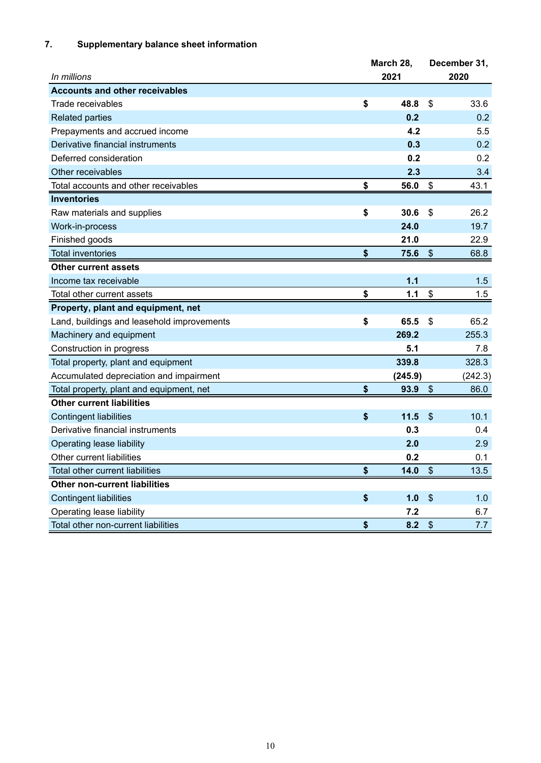## 7. Supplementary balance sheet information

| *In millions* | March 28, 2021 | December 31, 2020 |
|---|---|---|
| **Accounts and other receivables** | | |
| Trade receivables | **$ 48.8** | $ 33.6 |
| Related parties | **0.2** | 0.2 |
| Prepayments and accrued income | **4.2** | 5.5 |
| Derivative financial instruments | **0.3** | 0.2 |
| Deferred consideration | **0.2** | 0.2 |
| Other receivables | **2.3** | 3.4 |
| Total accounts and other receivables | **$ 56.0** | $ 43.1 |
| **Inventories** | | |
| Raw materials and supplies | **$ 30.6** | $ 26.2 |
| Work-in-process | **24.0** | 19.7 |
| Finished goods | **21.0** | 22.9 |
| Total inventories | **$ 75.6** | $ 68.8 |
| **Other current assets** | | |
| Income tax receivable | **1.1** | 1.5 |
| Total other current assets | **$ 1.1** | $ 1.5 |
| **Property, plant and equipment, net** | | |
| Land, buildings and leasehold improvements | **$ 65.5** | $ 65.2 |
| Machinery and equipment | **269.2** | 255.3 |
| Construction in progress | **5.1** | 7.8 |
| Total property, plant and equipment | **339.8** | 328.3 |
| Accumulated depreciation and impairment | **(245.9)** | (242.3) |
| Total property, plant and equipment, net | **$ 93.9** | $ 86.0 |
| **Other current liabilities** | | |
| Contingent liabilities | **$ 11.5** | $ 10.1 |
| Derivative financial instruments | **0.3** | 0.4 |
| Operating lease liability | **2.0** | 2.9 |
| Other current liabilities | **0.2** | 0.1 |
| Total other current liabilities | **$ 14.0** | $ 13.5 |
| **Other non-current liabilities** | | |
| Contingent liabilities | **$ 1.0** | $ 1.0 |
| Operating lease liability | **7.2** | 6.7 |
| Total other non-current liabilities | **$ 8.2** | $ 7.7 |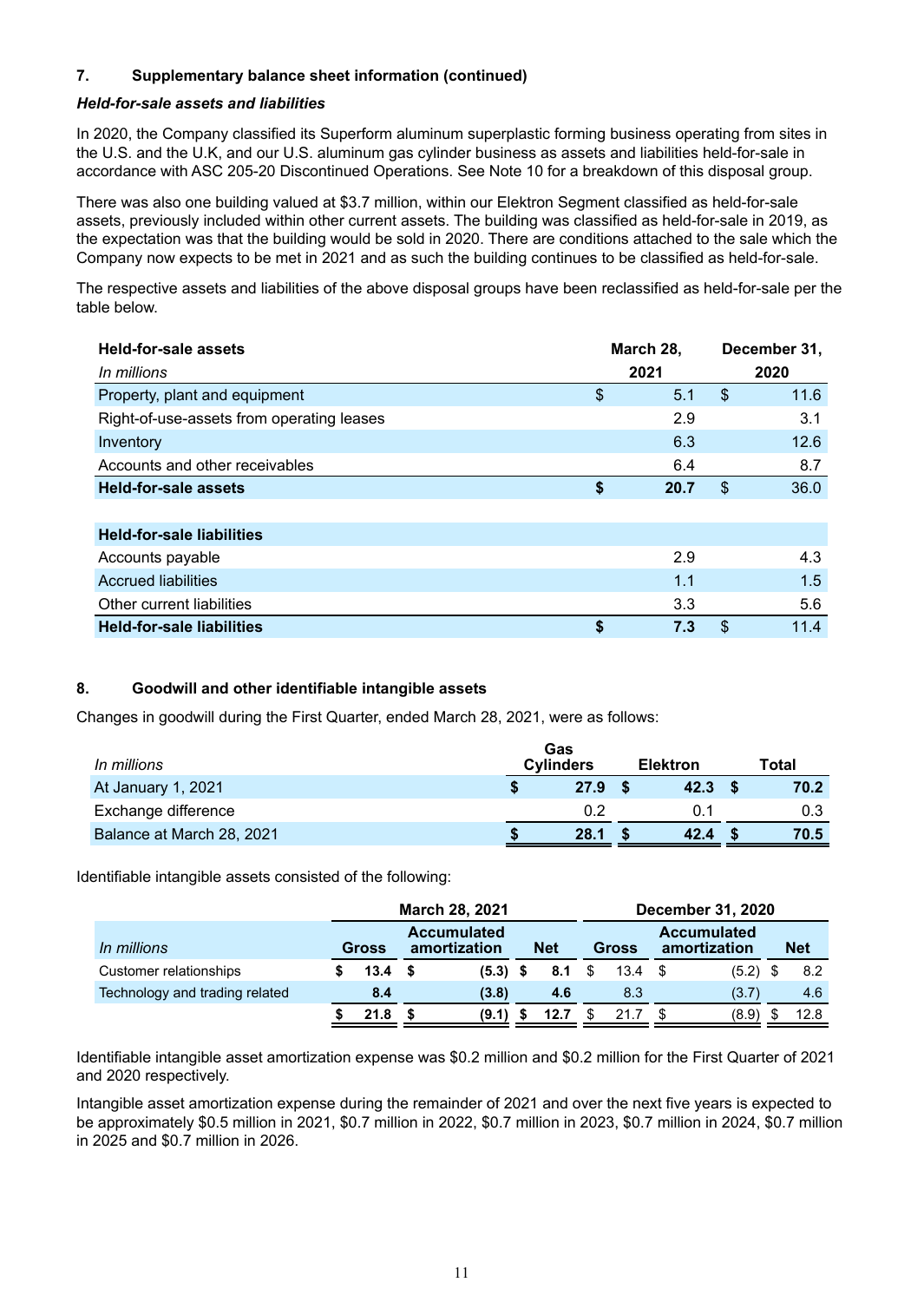## 7. Supplementary balance sheet information (continued)

***Held-for-sale assets and liabilities***

In 2020, the Company classified its Superform aluminum superplastic forming business operating from sites in the U.S. and the U.K, and our U.S. aluminum gas cylinder business as assets and liabilities held-for-sale in accordance with ASC 205-20 Discontinued Operations. See Note 10 for a breakdown of this disposal group.

There was also one building valued at $3.7 million, within our Elektron Segment classified as held-for-sale assets, previously included within other current assets. The building was classified as held-for-sale in 2019, as the expectation was that the building would be sold in 2020. There are conditions attached to the sale which the Company now expects to be met in 2021 and as such the building continues to be classified as held-for-sale.

The respective assets and liabilities of the above disposal groups have been reclassified as held-for-sale per the table below.

| **Held-for-sale assets** | **March 28,** | **December 31,** |
|---|---|---|
| *In millions* | **2021** | **2020** |
| Property, plant and equipment | $ 5.1 | $ 11.6 |
| Right-of-use-assets from operating leases | 2.9 | 3.1 |
| Inventory | 6.3 | 12.6 |
| Accounts and other receivables | 6.4 | 8.7 |
| **Held-for-sale assets** | **$ 20.7** | $ 36.0 |
| | | |
| **Held-for-sale liabilities** | | |
| Accounts payable | 2.9 | 4.3 |
| Accrued liabilities | 1.1 | 1.5 |
| Other current liabilities | 3.3 | 5.6 |
| **Held-for-sale liabilities** | **$ 7.3** | $ 11.4 |

## 8. Goodwill and other identifiable intangible assets

Changes in goodwill during the First Quarter, ended March 28, 2021, were as follows:

| *In millions* | Gas Cylinders | Elektron | Total |
|---|---|---|---|
| At January 1, 2021 | **$ 27.9** | **$ 42.3** | **$ 70.2** |
| Exchange difference | 0.2 | 0.1 | 0.3 |
| Balance at March 28, 2021 | **$ 28.1** | **$ 42.4** | **$ 70.5** |

Identifiable intangible assets consisted of the following:

| | **March 28, 2021** | | | **December 31, 2020** | | |
|---|---|---|---|---|---|---|
| *In millions* | **Gross** | **Accumulated amortization** | **Net** | **Gross** | **Accumulated amortization** | **Net** |
| Customer relationships | **$ 13.4** | **$ (5.3)** | **$ 8.1** | $ 13.4 | $ (5.2) | $ 8.2 |
| Technology and trading related | **8.4** | **(3.8)** | **4.6** | 8.3 | (3.7) | 4.6 |
| | **$ 21.8** | **$ (9.1)** | **$ 12.7** | $ 21.7 | $ (8.9) | $ 12.8 |

Identifiable intangible asset amortization expense was $0.2 million and $0.2 million for the First Quarter of 2021 and 2020 respectively.

Intangible asset amortization expense during the remainder of 2021 and over the next five years is expected to be approximately $0.5 million in 2021, $0.7 million in 2022, $0.7 million in 2023, $0.7 million in 2024, $0.7 million in 2025 and $0.7 million in 2026.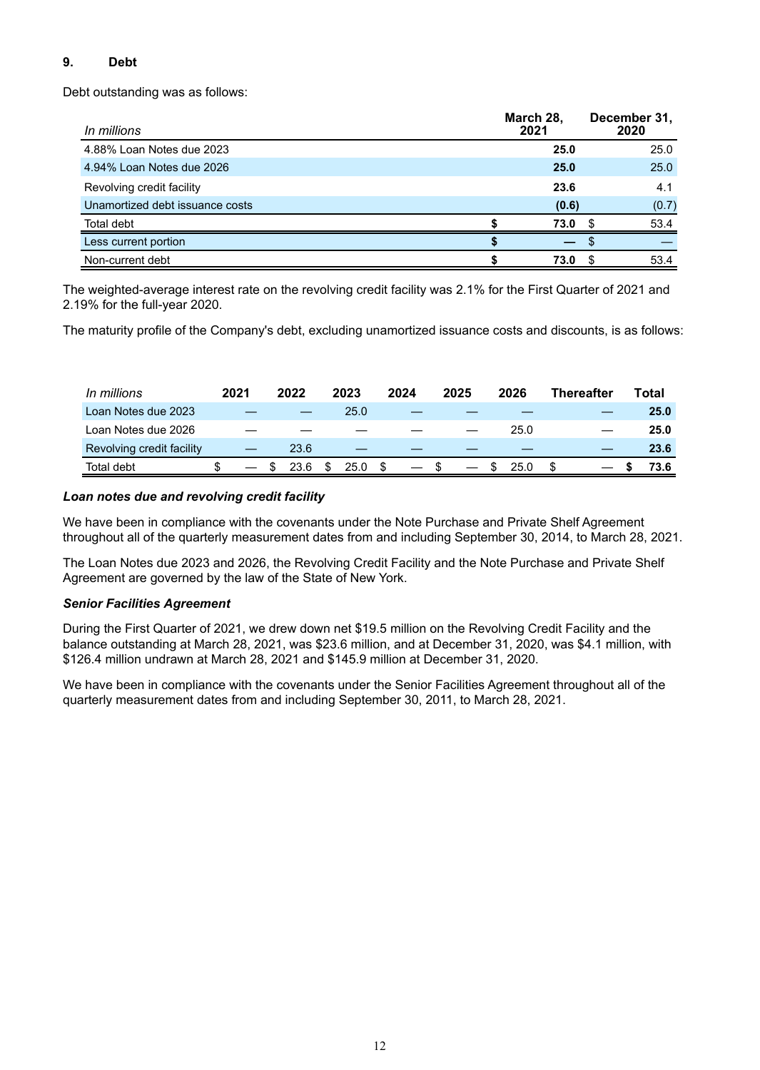## 9. Debt

Debt outstanding was as follows:

| In millions | March 28, 2021 | December 31, 2020 |
|---|---|---|
| 4.88% Loan Notes due 2023 | **25.0** | 25.0 |
| 4.94% Loan Notes due 2026 | **25.0** | 25.0 |
| Revolving credit facility | **23.6** | 4.1 |
| Unamortized debt issuance costs | **(0.6)** | (0.7) |
| Total debt | **$ 73.0** | $ 53.4 |
| Less current portion | **$ —** | $ — |
| Non-current debt | **$ 73.0** | $ 53.4 |

The weighted-average interest rate on the revolving credit facility was 2.1% for the First Quarter of 2021 and 2.19% for the full-year 2020.

The maturity profile of the Company's debt, excluding unamortized issuance costs and discounts, is as follows:

| In millions | 2021 | 2022 | 2023 | 2024 | 2025 | 2026 | Thereafter | Total |
|---|---|---|---|---|---|---|---|---|
| Loan Notes due 2023 | — | — | 25.0 | — | — | — | — | **25.0** |
| Loan Notes due 2026 | — | — | — | — | — | 25.0 | — | **25.0** |
| Revolving credit facility | — | 23.6 | — | — | — | — | — | **23.6** |
| Total debt | $ — | $ 23.6 | $ 25.0 | $ — | $ — | $ 25.0 | $ — | **$ 73.6** |

***Loan notes due and revolving credit facility***

We have been in compliance with the covenants under the Note Purchase and Private Shelf Agreement throughout all of the quarterly measurement dates from and including September 30, 2014, to March 28, 2021.

The Loan Notes due 2023 and 2026, the Revolving Credit Facility and the Note Purchase and Private Shelf Agreement are governed by the law of the State of New York.

***Senior Facilities Agreement***

During the First Quarter of 2021, we drew down net $19.5 million on the Revolving Credit Facility and the balance outstanding at March 28, 2021, was $23.6 million, and at December 31, 2020, was $4.1 million, with $126.4 million undrawn at March 28, 2021 and $145.9 million at December 31, 2020.

We have been in compliance with the covenants under the Senior Facilities Agreement throughout all of the quarterly measurement dates from and including September 30, 2011, to March 28, 2021.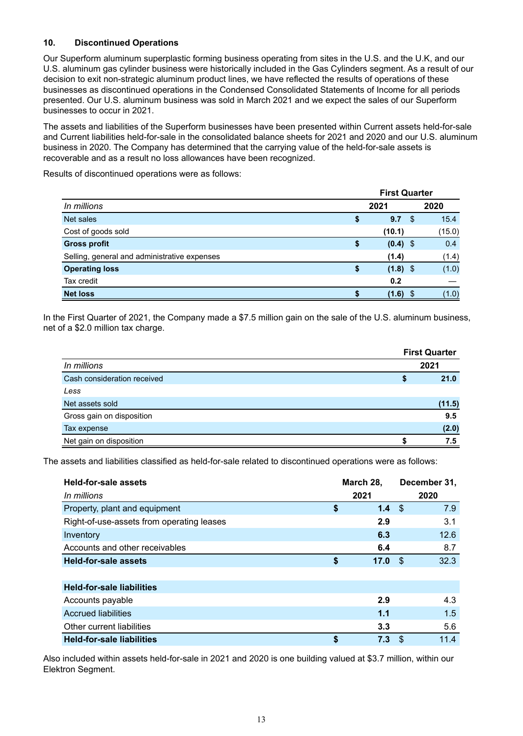## 10. Discontinued Operations

Our Superform aluminum superplastic forming business operating from sites in the U.S. and the U.K, and our U.S. aluminum gas cylinder business were historically included in the Gas Cylinders segment. As a result of our decision to exit non-strategic aluminum product lines, we have reflected the results of operations of these businesses as discontinued operations in the Condensed Consolidated Statements of Income for all periods presented. Our U.S. aluminum business was sold in March 2021 and we expect the sales of our Superform businesses to occur in 2021.

The assets and liabilities of the Superform businesses have been presented within Current assets held-for-sale and Current liabilities held-for-sale in the consolidated balance sheets for 2021 and 2020 and our U.S. aluminum business in 2020. The Company has determined that the carrying value of the held-for-sale assets is recoverable and as a result no loss allowances have been recognized.

Results of discontinued operations were as follows:

| | First Quarter | |
|---|---|---|
| *In millions* | **2021** | **2020** |
| Net sales | **$ 9.7** | $ 15.4 |
| Cost of goods sold | **(10.1)** | (15.0) |
| **Gross profit** | **$ (0.4)** | $ 0.4 |
| Selling, general and administrative expenses | **(1.4)** | (1.4) |
| **Operating loss** | **$ (1.8)** | $ (1.0) |
| Tax credit | **0.2** | — |
| **Net loss** | **$ (1.6)** | $ (1.0) |

In the First Quarter of 2021, the Company made a $7.5 million gain on the sale of the U.S. aluminum business, net of a $2.0 million tax charge.

| | First Quarter |
|---|---|
| *In millions* | **2021** |
| Cash consideration received | **$ 21.0** |
| *Less* | |
| Net assets sold | **(11.5)** |
| Gross gain on disposition | **9.5** |
| Tax expense | **(2.0)** |
| Net gain on disposition | **$ 7.5** |

The assets and liabilities classified as held-for-sale related to discontinued operations were as follows:

| **Held-for-sale assets** | **March 28,** | **December 31,** |
|---|---|---|
| *In millions* | **2021** | **2020** |
| Property, plant and equipment | **$ 1.4** | $ 7.9 |
| Right-of-use-assets from operating leases | **2.9** | 3.1 |
| Inventory | **6.3** | 12.6 |
| Accounts and other receivables | **6.4** | 8.7 |
| **Held-for-sale assets** | **$ 17.0** | $ 32.3 |
| | | |
| **Held-for-sale liabilities** | | |
| Accounts payable | **2.9** | 4.3 |
| Accrued liabilities | **1.1** | 1.5 |
| Other current liabilities | **3.3** | 5.6 |
| **Held-for-sale liabilities** | **$ 7.3** | $ 11.4 |

Also included within assets held-for-sale in 2021 and 2020 is one building valued at $3.7 million, within our Elektron Segment.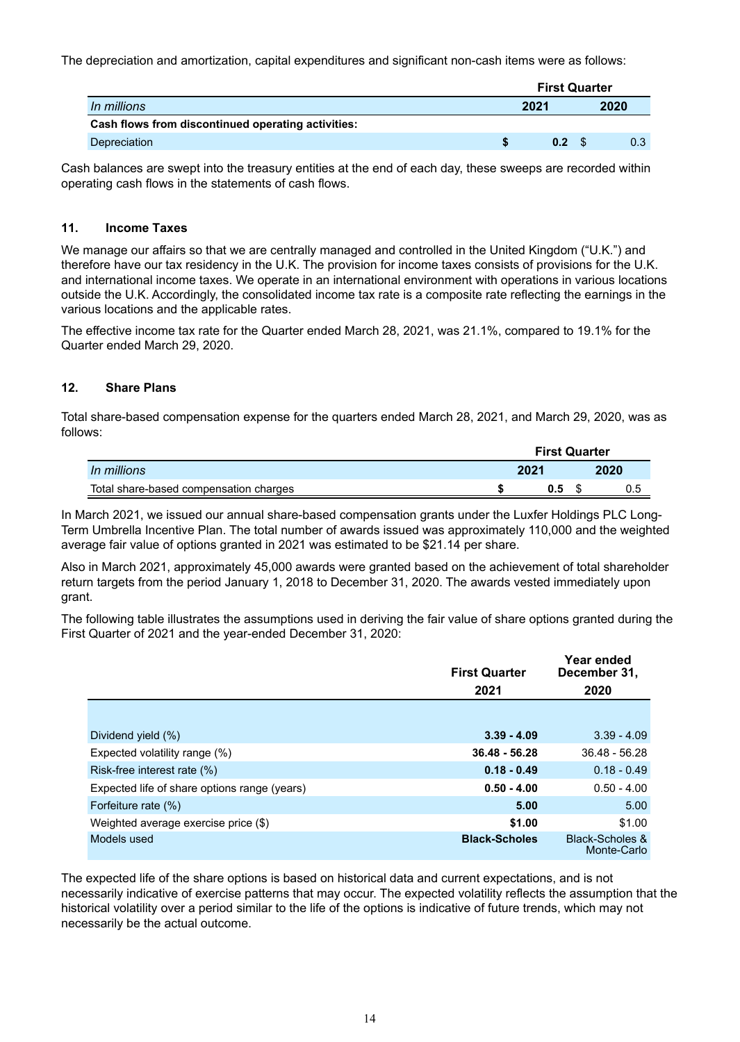The depreciation and amortization, capital expenditures and significant non-cash items were as follows:

| | First Quarter | |
|---|---|---|
| *In millions* | 2021 | 2020 |
| **Cash flows from discontinued operating activities:** | | |
| Depreciation | **$ 0.2** | $ 0.3 |

Cash balances are swept into the treasury entities at the end of each day, these sweeps are recorded within operating cash flows in the statements of cash flows.

### 11. Income Taxes

We manage our affairs so that we are centrally managed and controlled in the United Kingdom ("U.K.") and therefore have our tax residency in the U.K. The provision for income taxes consists of provisions for the U.K. and international income taxes. We operate in an international environment with operations in various locations outside the U.K. Accordingly, the consolidated income tax rate is a composite rate reflecting the earnings in the various locations and the applicable rates.

The effective income tax rate for the Quarter ended March 28, 2021, was 21.1%, compared to 19.1% for the Quarter ended March 29, 2020.

### 12. Share Plans

Total share-based compensation expense for the quarters ended March 28, 2021, and March 29, 2020, was as follows:

| | First Quarter | |
|---|---|---|
| *In millions* | 2021 | 2020 |
| Total share-based compensation charges | **$ 0.5** | $ 0.5 |

In March 2021, we issued our annual share-based compensation grants under the Luxfer Holdings PLC Long-Term Umbrella Incentive Plan. The total number of awards issued was approximately 110,000 and the weighted average fair value of options granted in 2021 was estimated to be $21.14 per share.

Also in March 2021, approximately 45,000 awards were granted based on the achievement of total shareholder return targets from the period January 1, 2018 to December 31, 2020. The awards vested immediately upon grant.

The following table illustrates the assumptions used in deriving the fair value of share options granted during the First Quarter of 2021 and the year-ended December 31, 2020:

| | First Quarter 2021 | Year ended December 31, 2020 |
|---|---|---|
| Dividend yield (%) | **3.39 - 4.09** | 3.39 - 4.09 |
| Expected volatility range (%) | **36.48 - 56.28** | 36.48 - 56.28 |
| Risk-free interest rate (%) | **0.18 - 0.49** | 0.18 - 0.49 |
| Expected life of share options range (years) | **0.50 - 4.00** | 0.50 - 4.00 |
| Forfeiture rate (%) | **5.00** | 5.00 |
| Weighted average exercise price ($) | **$1.00** | $1.00 |
| Models used | **Black-Scholes** | Black-Scholes & Monte-Carlo |

The expected life of the share options is based on historical data and current expectations, and is not necessarily indicative of exercise patterns that may occur. The expected volatility reflects the assumption that the historical volatility over a period similar to the life of the options is indicative of future trends, which may not necessarily be the actual outcome.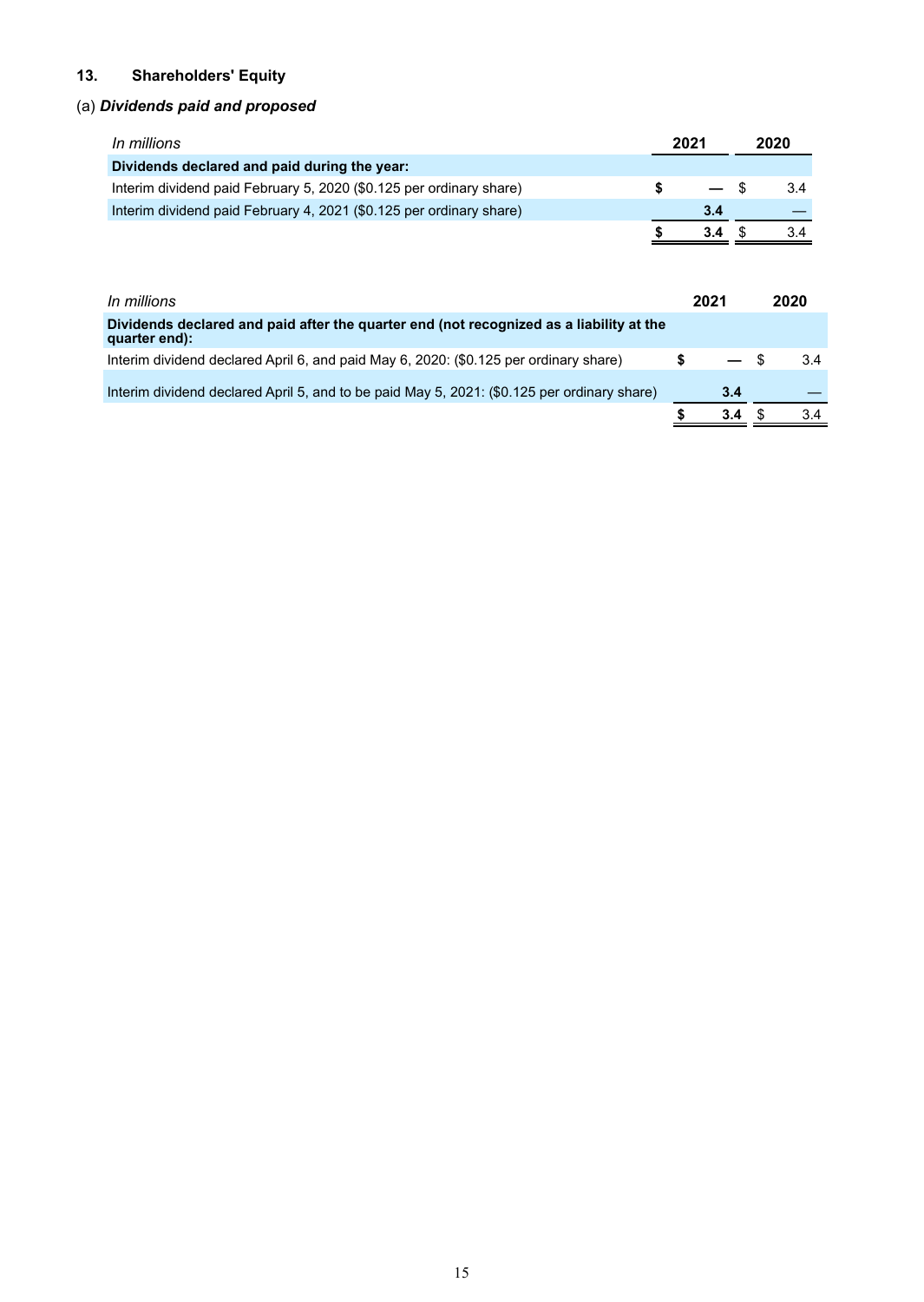## 13. Shareholders' Equity

### (a) *Dividends paid and proposed*

| *In millions* | 2021 | 2020 |
|---|---|---|
| **Dividends declared and paid during the year:** | | |
| Interim dividend paid February 5, 2020 ($0.125 per ordinary share) | **$ —** | $ 3.4 |
| Interim dividend paid February 4, 2021 ($0.125 per ordinary share) | **3.4** | — |
| | **$ 3.4** | $ 3.4 |

| *In millions* | 2021 | 2020 |
|---|---|---|
| **Dividends declared and paid after the quarter end (not recognized as a liability at the quarter end):** | | |
| Interim dividend declared April 6, and paid May 6, 2020: ($0.125 per ordinary share) | **$ —** | $ 3.4 |
| Interim dividend declared April 5, and to be paid May 5, 2021: ($0.125 per ordinary share) | **3.4** | — |
| | **$ 3.4** | $ 3.4 |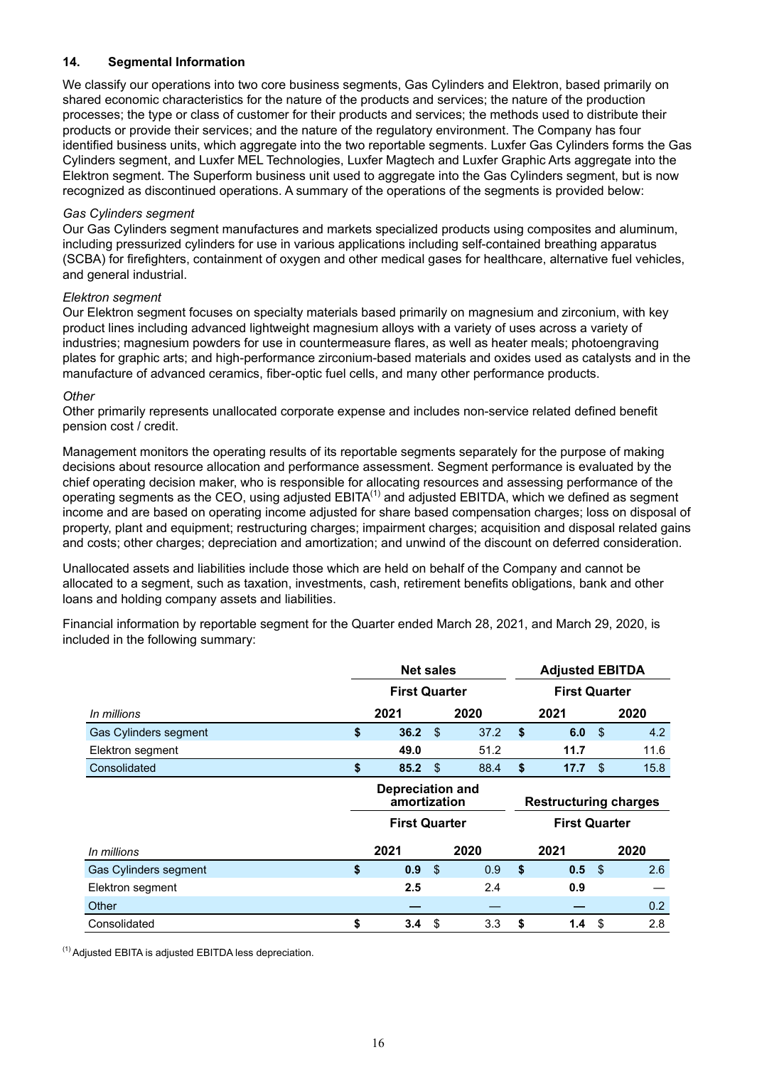## 14. Segmental Information

We classify our operations into two core business segments, Gas Cylinders and Elektron, based primarily on shared economic characteristics for the nature of the products and services; the nature of the production processes; the type or class of customer for their products and services; the methods used to distribute their products or provide their services; and the nature of the regulatory environment. The Company has four identified business units, which aggregate into the two reportable segments. Luxfer Gas Cylinders forms the Gas Cylinders segment, and Luxfer MEL Technologies, Luxfer Magtech and Luxfer Graphic Arts aggregate into the Elektron segment. The Superform business unit used to aggregate into the Gas Cylinders segment, but is now recognized as discontinued operations. A summary of the operations of the segments is provided below:

*Gas Cylinders segment*
Our Gas Cylinders segment manufactures and markets specialized products using composites and aluminum, including pressurized cylinders for use in various applications including self-contained breathing apparatus (SCBA) for firefighters, containment of oxygen and other medical gases for healthcare, alternative fuel vehicles, and general industrial.

*Elektron segment*
Our Elektron segment focuses on specialty materials based primarily on magnesium and zirconium, with key product lines including advanced lightweight magnesium alloys with a variety of uses across a variety of industries; magnesium powders for use in countermeasure flares, as well as heater meals; photoengraving plates for graphic arts; and high-performance zirconium-based materials and oxides used as catalysts and in the manufacture of advanced ceramics, fiber-optic fuel cells, and many other performance products.

*Other*
Other primarily represents unallocated corporate expense and includes non-service related defined benefit pension cost / credit.

Management monitors the operating results of its reportable segments separately for the purpose of making decisions about resource allocation and performance assessment. Segment performance is evaluated by the chief operating decision maker, who is responsible for allocating resources and assessing performance of the operating segments as the CEO, using adjusted EBITA[1] and adjusted EBITDA, which we defined as segment income and are based on operating income adjusted for share based compensation charges; loss on disposal of property, plant and equipment; restructuring charges; impairment charges; acquisition and disposal related gains and costs; other charges; depreciation and amortization; and unwind of the discount on deferred consideration.

Unallocated assets and liabilities include those which are held on behalf of the Company and cannot be allocated to a segment, such as taxation, investments, cash, retirement benefits obligations, bank and other loans and holding company assets and liabilities.

Financial information by reportable segment for the Quarter ended March 28, 2021, and March 29, 2020, is included in the following summary:

| | Net sales | | Adjusted EBITDA | |
|---|---|---|---|---|
| | First Quarter | | First Quarter | |
| *In millions* | 2021 | 2020 | 2021 | 2020 |
| Gas Cylinders segment | **$ 36.2** | $ 37.2 | **$ 6.0** | $ 4.2 |
| Elektron segment | **49.0** | 51.2 | **11.7** | 11.6 |
| Consolidated | **$ 85.2** | $ 88.4 | **$ 17.7** | $ 15.8 |

| | Depreciation and amortization | | Restructuring charges | |
|---|---|---|---|---|
| | First Quarter | | First Quarter | |
| *In millions* | 2021 | 2020 | 2021 | 2020 |
| Gas Cylinders segment | **$ 0.9** | $ 0.9 | **$ 0.5** | $ 2.6 |
| Elektron segment | **2.5** | 2.4 | **0.9** | — |
| Other | **—** | — | **—** | 0.2 |
| Consolidated | **$ 3.4** | $ 3.3 | **$ 1.4** | $ 2.8 |

[1] Adjusted EBITA is adjusted EBITDA less depreciation.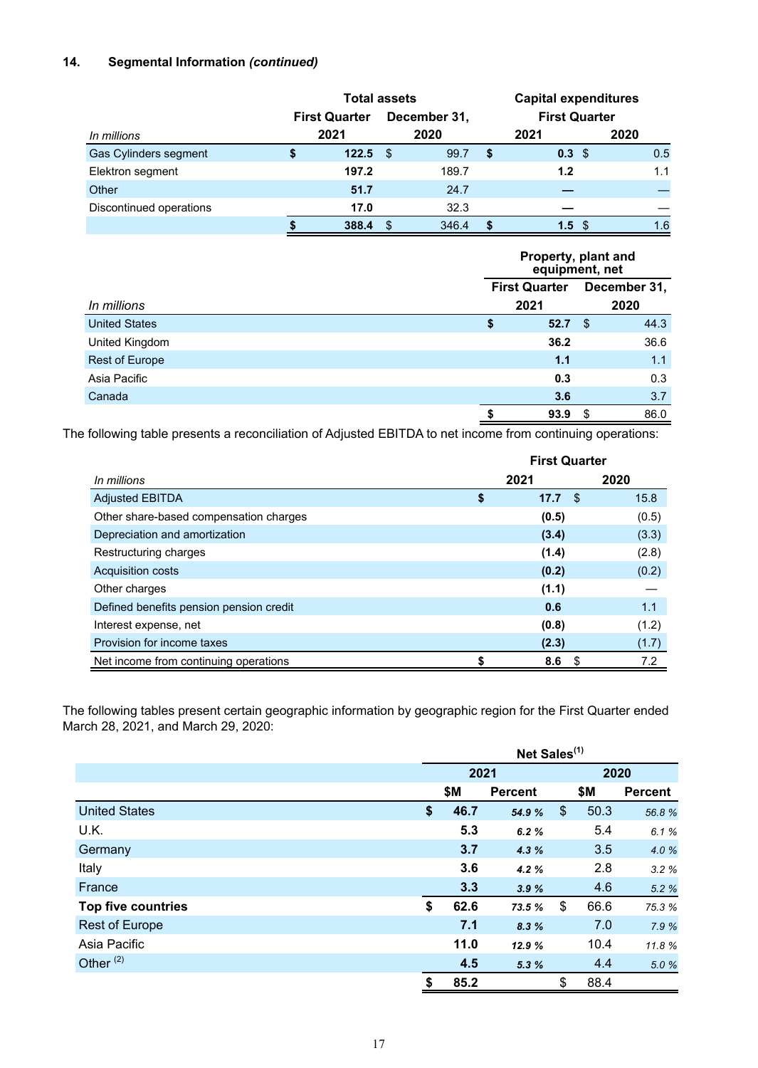## 14. Segmental Information *(continued)*

| *In millions* | Total assets First Quarter 2021 | Total assets December 31, 2020 | Capital expenditures First Quarter 2021 | Capital expenditures First Quarter 2020 |
|---|---|---|---|---|
| Gas Cylinders segment | **$ 122.5** | $ 99.7 | **$ 0.3** | $ 0.5 |
| Elektron segment | **197.2** | 189.7 | **1.2** | 1.1 |
| Other | **51.7** | 24.7 | **—** | — |
| Discontinued operations | **17.0** | 32.3 | **—** | — |
| | **$ 388.4** | $ 346.4 | **$ 1.5** | $ 1.6 |

| *In millions* | Property, plant and equipment, net First Quarter 2021 | Property, plant and equipment, net December 31, 2020 |
|---|---|---|
| United States | **$ 52.7** | $ 44.3 |
| United Kingdom | **36.2** | 36.6 |
| Rest of Europe | **1.1** | 1.1 |
| Asia Pacific | **0.3** | 0.3 |
| Canada | **3.6** | 3.7 |
| | **$ 93.9** | $ 86.0 |

The following table presents a reconciliation of Adjusted EBITDA to net income from continuing operations:

| *In millions* | First Quarter 2021 | First Quarter 2020 |
|---|---|---|
| Adjusted EBITDA | **$ 17.7** | $ 15.8 |
| Other share-based compensation charges | **(0.5)** | (0.5) |
| Depreciation and amortization | **(3.4)** | (3.3) |
| Restructuring charges | **(1.4)** | (2.8) |
| Acquisition costs | **(0.2)** | (0.2) |
| Other charges | **(1.1)** | — |
| Defined benefits pension pension credit | **0.6** | 1.1 |
| Interest expense, net | **(0.8)** | (1.2) |
| Provision for income taxes | **(2.3)** | (1.7) |
| Net income from continuing operations | **$ 8.6** | $ 7.2 |

The following tables present certain geographic information by geographic region for the First Quarter ended March 28, 2021, and March 29, 2020:

| | Net Sales[(1)] | | | |
|---|---|---|---|---|
| | 2021 | | 2020 | |
| | $M | Percent | $M | Percent |
| United States | **$ 46.7** | ***54.9 %*** | $ 50.3 | *56.8 %* |
| U.K. | **5.3** | ***6.2 %*** | 5.4 | *6.1 %* |
| Germany | **3.7** | ***4.3 %*** | 3.5 | *4.0 %* |
| Italy | **3.6** | ***4.2 %*** | 2.8 | *3.2 %* |
| France | **3.3** | ***3.9 %*** | 4.6 | *5.2 %* |
| **Top five countries** | **$ 62.6** | ***73.5 %*** | $ 66.6 | *75.3 %* |
| Rest of Europe | **7.1** | ***8.3 %*** | 7.0 | *7.9 %* |
| Asia Pacific | **11.0** | ***12.9 %*** | 10.4 | *11.8 %* |
| Other [(2)] | **4.5** | ***5.3 %*** | 4.4 | *5.0 %* |
| | **$ 85.2** | | $ 88.4 | |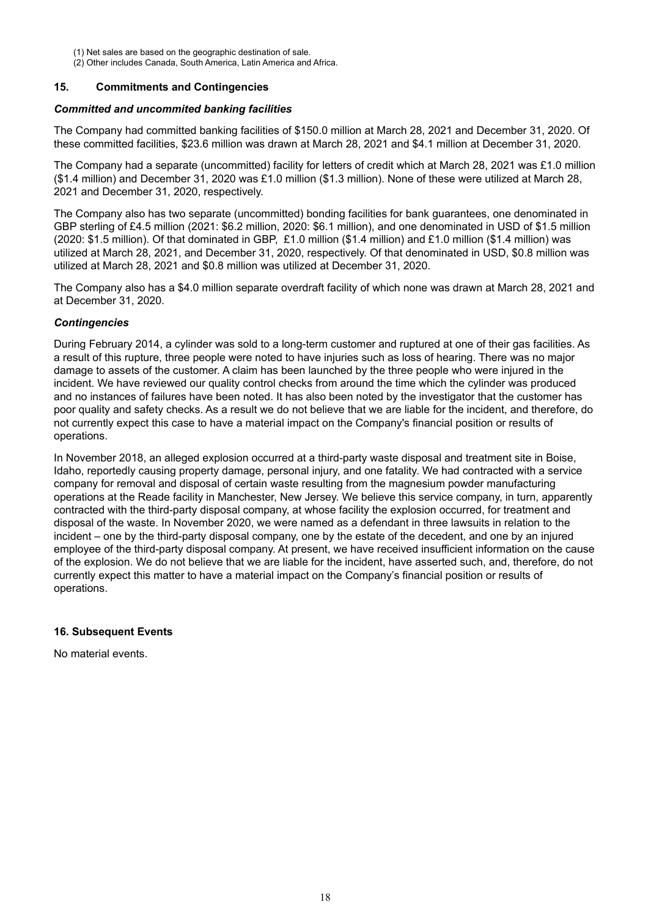(1) Net sales are based on the geographic destination of sale.
(2) Other includes Canada, South America, Latin America and Africa.

## 15. Commitments and Contingencies

### *Committed and uncommited banking facilities*

The Company had committed banking facilities of $150.0 million at March 28, 2021 and December 31, 2020. Of these committed facilities, $23.6 million was drawn at March 28, 2021 and $4.1 million at December 31, 2020.

The Company had a separate (uncommitted) facility for letters of credit which at March 28, 2021 was £1.0 million ($1.4 million) and December 31, 2020 was £1.0 million ($1.3 million). None of these were utilized at March 28, 2021 and December 31, 2020, respectively.

The Company also has two separate (uncommitted) bonding facilities for bank guarantees, one denominated in GBP sterling of £4.5 million (2021: $6.2 million, 2020: $6.1 million), and one denominated in USD of $1.5 million (2020: $1.5 million). Of that dominated in GBP, £1.0 million ($1.4 million) and £1.0 million ($1.4 million) was utilized at March 28, 2021, and December 31, 2020, respectively. Of that denominated in USD, $0.8 million was utilized at March 28, 2021 and $0.8 million was utilized at December 31, 2020.

The Company also has a $4.0 million separate overdraft facility of which none was drawn at March 28, 2021 and at December 31, 2020.

### *Contingencies*

During February 2014, a cylinder was sold to a long-term customer and ruptured at one of their gas facilities. As a result of this rupture, three people were noted to have injuries such as loss of hearing. There was no major damage to assets of the customer. A claim has been launched by the three people who were injured in the incident. We have reviewed our quality control checks from around the time which the cylinder was produced and no instances of failures have been noted. It has also been noted by the investigator that the customer has poor quality and safety checks. As a result we do not believe that we are liable for the incident, and therefore, do not currently expect this case to have a material impact on the Company's financial position or results of operations.

In November 2018, an alleged explosion occurred at a third-party waste disposal and treatment site in Boise, Idaho, reportedly causing property damage, personal injury, and one fatality. We had contracted with a service company for removal and disposal of certain waste resulting from the magnesium powder manufacturing operations at the Reade facility in Manchester, New Jersey. We believe this service company, in turn, apparently contracted with the third-party disposal company, at whose facility the explosion occurred, for treatment and disposal of the waste. In November 2020, we were named as a defendant in three lawsuits in relation to the incident – one by the third-party disposal company, one by the estate of the decedent, and one by an injured employee of the third-party disposal company. At present, we have received insufficient information on the cause of the explosion. We do not believe that we are liable for the incident, have asserted such, and, therefore, do not currently expect this matter to have a material impact on the Company's financial position or results of operations.

## 16. Subsequent Events

No material events.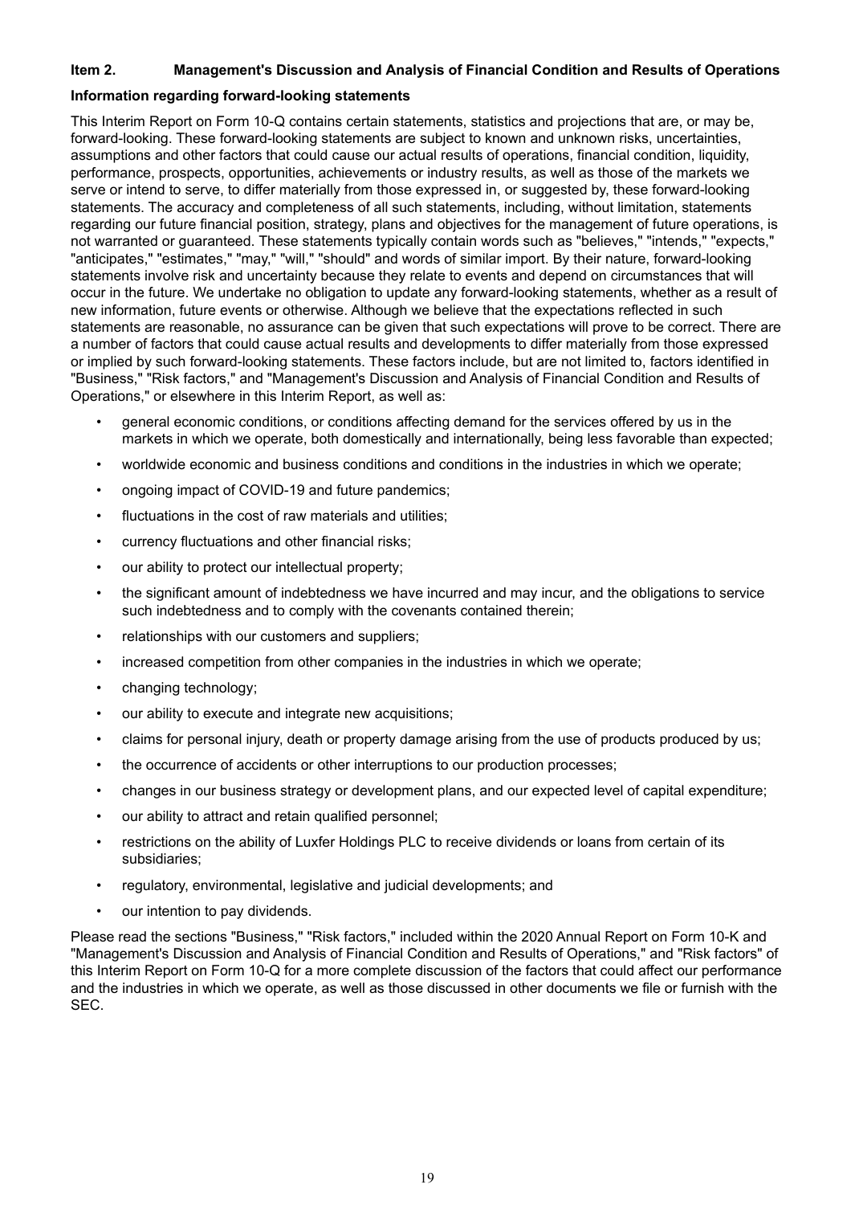## Item 2. Management's Discussion and Analysis of Financial Condition and Results of Operations

### Information regarding forward-looking statements

This Interim Report on Form 10-Q contains certain statements, statistics and projections that are, or may be, forward-looking. These forward-looking statements are subject to known and unknown risks, uncertainties, assumptions and other factors that could cause our actual results of operations, financial condition, liquidity, performance, prospects, opportunities, achievements or industry results, as well as those of the markets we serve or intend to serve, to differ materially from those expressed in, or suggested by, these forward-looking statements. The accuracy and completeness of all such statements, including, without limitation, statements regarding our future financial position, strategy, plans and objectives for the management of future operations, is not warranted or guaranteed. These statements typically contain words such as "believes," "intends," "expects," "anticipates," "estimates," "may," "will," "should" and words of similar import. By their nature, forward-looking statements involve risk and uncertainty because they relate to events and depend on circumstances that will occur in the future. We undertake no obligation to update any forward-looking statements, whether as a result of new information, future events or otherwise. Although we believe that the expectations reflected in such statements are reasonable, no assurance can be given that such expectations will prove to be correct. There are a number of factors that could cause actual results and developments to differ materially from those expressed or implied by such forward-looking statements. These factors include, but are not limited to, factors identified in "Business," "Risk factors," and "Management's Discussion and Analysis of Financial Condition and Results of Operations," or elsewhere in this Interim Report, as well as:

- general economic conditions, or conditions affecting demand for the services offered by us in the markets in which we operate, both domestically and internationally, being less favorable than expected;
- worldwide economic and business conditions and conditions in the industries in which we operate;
- ongoing impact of COVID-19 and future pandemics;
- fluctuations in the cost of raw materials and utilities;
- currency fluctuations and other financial risks;
- our ability to protect our intellectual property;
- the significant amount of indebtedness we have incurred and may incur, and the obligations to service such indebtedness and to comply with the covenants contained therein;
- relationships with our customers and suppliers;
- increased competition from other companies in the industries in which we operate;
- changing technology;
- our ability to execute and integrate new acquisitions;
- claims for personal injury, death or property damage arising from the use of products produced by us;
- the occurrence of accidents or other interruptions to our production processes;
- changes in our business strategy or development plans, and our expected level of capital expenditure;
- our ability to attract and retain qualified personnel;
- restrictions on the ability of Luxfer Holdings PLC to receive dividends or loans from certain of its subsidiaries;
- regulatory, environmental, legislative and judicial developments; and
- our intention to pay dividends.

Please read the sections "Business," "Risk factors," included within the 2020 Annual Report on Form 10-K and "Management's Discussion and Analysis of Financial Condition and Results of Operations," and "Risk factors" of this Interim Report on Form 10-Q for a more complete discussion of the factors that could affect our performance and the industries in which we operate, as well as those discussed in other documents we file or furnish with the SEC.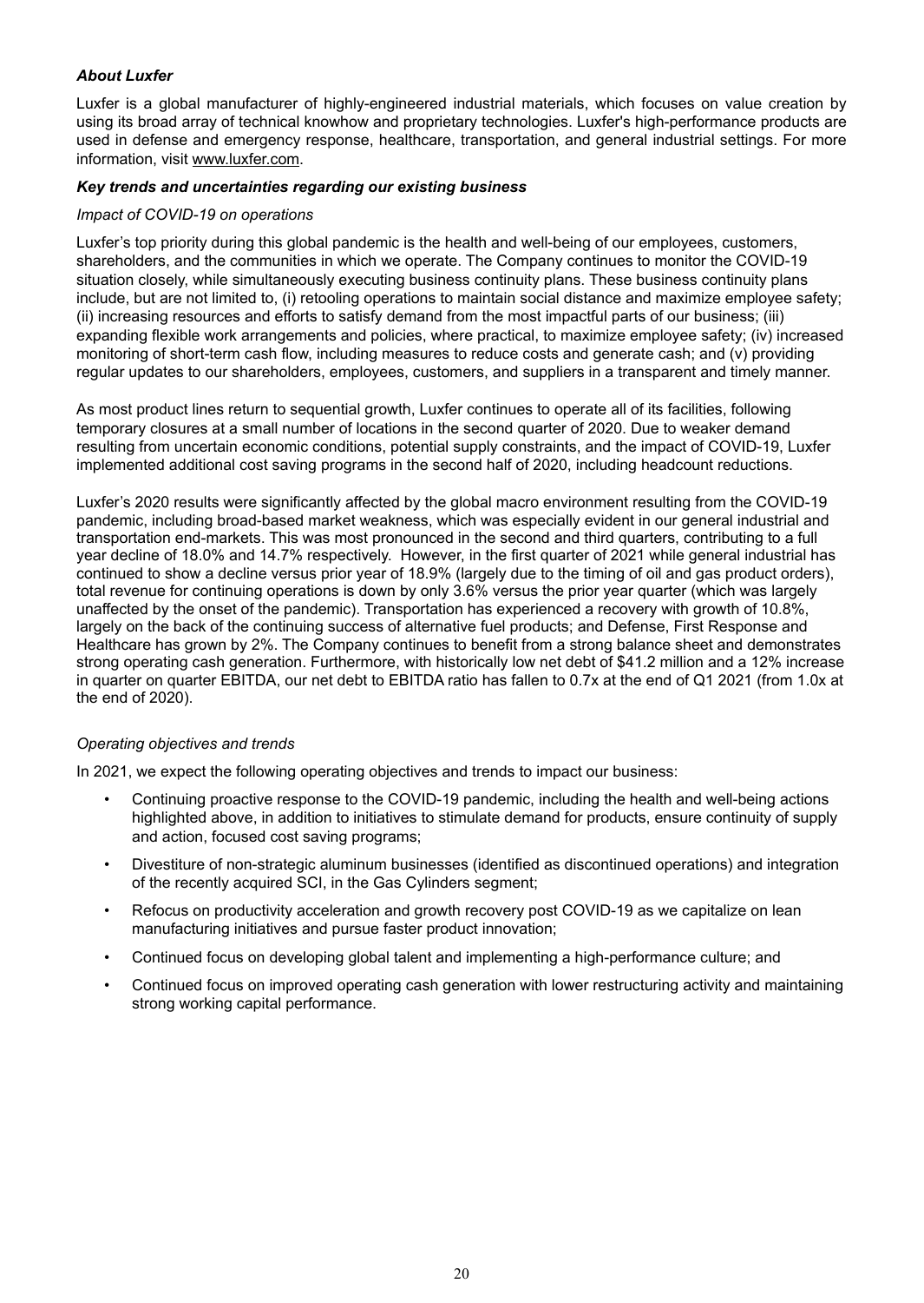***About Luxfer***

Luxfer is a global manufacturer of highly-engineered industrial materials, which focuses on value creation by using its broad array of technical knowhow and proprietary technologies. Luxfer's high-performance products are used in defense and emergency response, healthcare, transportation, and general industrial settings. For more information, visit www.luxfer.com.

***Key trends and uncertainties regarding our existing business***

*Impact of COVID-19 on operations*

Luxfer's top priority during this global pandemic is the health and well-being of our employees, customers, shareholders, and the communities in which we operate. The Company continues to monitor the COVID-19 situation closely, while simultaneously executing business continuity plans. These business continuity plans include, but are not limited to, (i) retooling operations to maintain social distance and maximize employee safety; (ii) increasing resources and efforts to satisfy demand from the most impactful parts of our business; (iii) expanding flexible work arrangements and policies, where practical, to maximize employee safety; (iv) increased monitoring of short-term cash flow, including measures to reduce costs and generate cash; and (v) providing regular updates to our shareholders, employees, customers, and suppliers in a transparent and timely manner.

As most product lines return to sequential growth, Luxfer continues to operate all of its facilities, following temporary closures at a small number of locations in the second quarter of 2020. Due to weaker demand resulting from uncertain economic conditions, potential supply constraints, and the impact of COVID-19, Luxfer implemented additional cost saving programs in the second half of 2020, including headcount reductions.

Luxfer's 2020 results were significantly affected by the global macro environment resulting from the COVID-19 pandemic, including broad-based market weakness, which was especially evident in our general industrial and transportation end-markets. This was most pronounced in the second and third quarters, contributing to a full year decline of 18.0% and 14.7% respectively. However, in the first quarter of 2021 while general industrial has continued to show a decline versus prior year of 18.9% (largely due to the timing of oil and gas product orders), total revenue for continuing operations is down by only 3.6% versus the prior year quarter (which was largely unaffected by the onset of the pandemic). Transportation has experienced a recovery with growth of 10.8%, largely on the back of the continuing success of alternative fuel products; and Defense, First Response and Healthcare has grown by 2%. The Company continues to benefit from a strong balance sheet and demonstrates strong operating cash generation. Furthermore, with historically low net debt of $41.2 million and a 12% increase in quarter on quarter EBITDA, our net debt to EBITDA ratio has fallen to 0.7x at the end of Q1 2021 (from 1.0x at the end of 2020).

*Operating objectives and trends*

In 2021, we expect the following operating objectives and trends to impact our business:

- Continuing proactive response to the COVID-19 pandemic, including the health and well-being actions highlighted above, in addition to initiatives to stimulate demand for products, ensure continuity of supply and action, focused cost saving programs;
- Divestiture of non-strategic aluminum businesses (identified as discontinued operations) and integration of the recently acquired SCI, in the Gas Cylinders segment;
- Refocus on productivity acceleration and growth recovery post COVID-19 as we capitalize on lean manufacturing initiatives and pursue faster product innovation;
- Continued focus on developing global talent and implementing a high-performance culture; and
- Continued focus on improved operating cash generation with lower restructuring activity and maintaining strong working capital performance.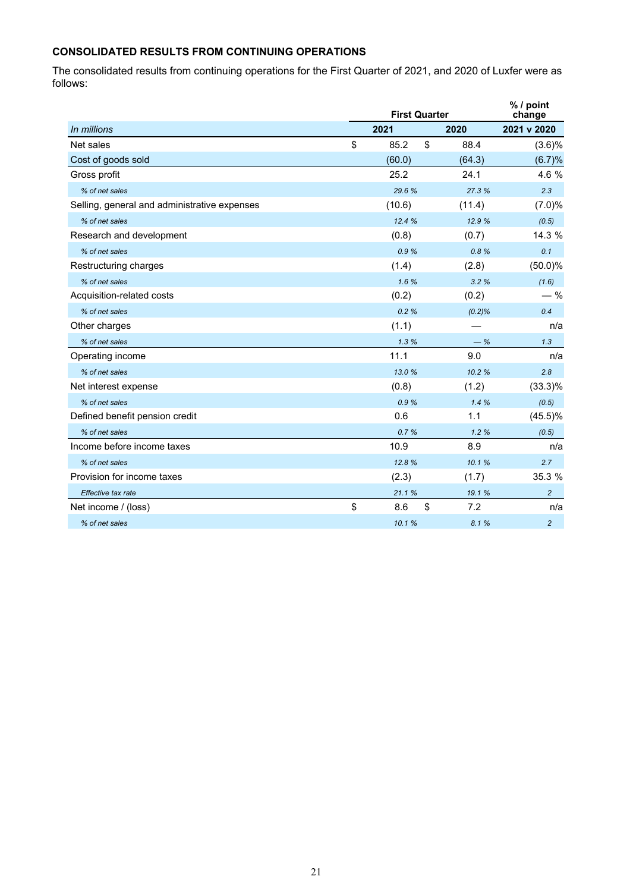### CONSOLIDATED RESULTS FROM CONTINUING OPERATIONS

The consolidated results from continuing operations for the First Quarter of 2021, and 2020 of Luxfer were as follows:

| | First Quarter | | % / point change |
|---|---|---|---|
| *In millions* | **2021** | **2020** | **2021 v 2020** |
| Net sales | $ 85.2 | $ 88.4 | (3.6)% |
| Cost of goods sold | (60.0) | (64.3) | (6.7)% |
| Gross profit | 25.2 | 24.1 | 4.6 % |
| *% of net sales* | *29.6 %* | *27.3 %* | *2.3* |
| Selling, general and administrative expenses | (10.6) | (11.4) | (7.0)% |
| *% of net sales* | *12.4 %* | *12.9 %* | *(0.5)* |
| Research and development | (0.8) | (0.7) | 14.3 % |
| *% of net sales* | *0.9 %* | *0.8 %* | *0.1* |
| Restructuring charges | (1.4) | (2.8) | (50.0)% |
| *% of net sales* | *1.6 %* | *3.2 %* | *(1.6)* |
| Acquisition-related costs | (0.2) | (0.2) | — % |
| *% of net sales* | *0.2 %* | *(0.2)%* | *0.4* |
| Other charges | (1.1) | — | n/a |
| *% of net sales* | *1.3 %* | *— %* | *1.3* |
| Operating income | 11.1 | 9.0 | n/a |
| *% of net sales* | *13.0 %* | *10.2 %* | *2.8* |
| Net interest expense | (0.8) | (1.2) | (33.3)% |
| *% of net sales* | *0.9 %* | *1.4 %* | *(0.5)* |
| Defined benefit pension credit | 0.6 | 1.1 | (45.5)% |
| *% of net sales* | *0.7 %* | *1.2 %* | *(0.5)* |
| Income before income taxes | 10.9 | 8.9 | n/a |
| *% of net sales* | *12.8 %* | *10.1 %* | *2.7* |
| Provision for income taxes | (2.3) | (1.7) | 35.3 % |
| *Effective tax rate* | *21.1 %* | *19.1 %* | *2* |
| Net income / (loss) | $ 8.6 | $ 7.2 | n/a |
| *% of net sales* | *10.1 %* | *8.1 %* | *2* |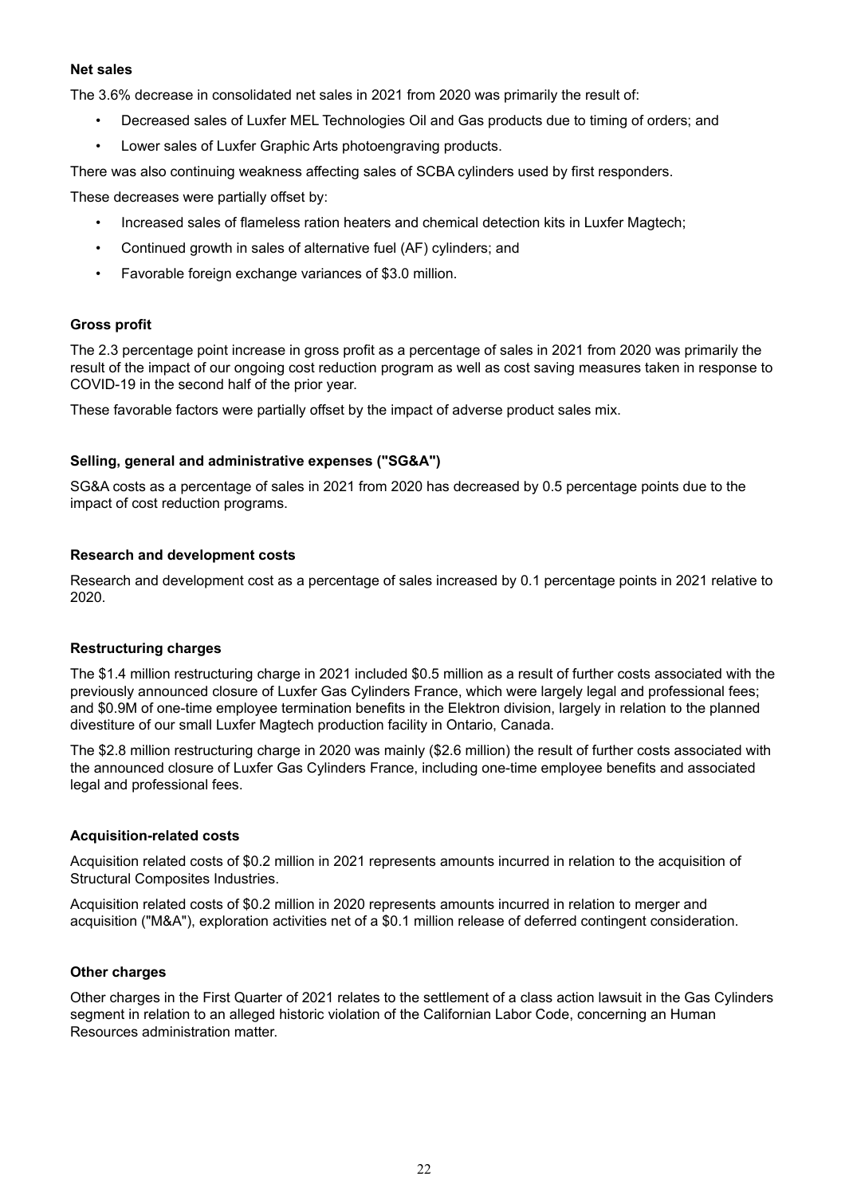**Net sales**

The 3.6% decrease in consolidated net sales in 2021 from 2020 was primarily the result of:

- Decreased sales of Luxfer MEL Technologies Oil and Gas products due to timing of orders; and
- Lower sales of Luxfer Graphic Arts photoengraving products.

There was also continuing weakness affecting sales of SCBA cylinders used by first responders.

These decreases were partially offset by:

- Increased sales of flameless ration heaters and chemical detection kits in Luxfer Magtech;
- Continued growth in sales of alternative fuel (AF) cylinders; and
- Favorable foreign exchange variances of $3.0 million.

**Gross profit**

The 2.3 percentage point increase in gross profit as a percentage of sales in 2021 from 2020 was primarily the result of the impact of our ongoing cost reduction program as well as cost saving measures taken in response to COVID-19 in the second half of the prior year.

These favorable factors were partially offset by the impact of adverse product sales mix.

**Selling, general and administrative expenses ("SG&A")**

SG&A costs as a percentage of sales in 2021 from 2020 has decreased by 0.5 percentage points due to the impact of cost reduction programs.

**Research and development costs**

Research and development cost as a percentage of sales increased by 0.1 percentage points in 2021 relative to 2020.

**Restructuring charges**

The $1.4 million restructuring charge in 2021 included $0.5 million as a result of further costs associated with the previously announced closure of Luxfer Gas Cylinders France, which were largely legal and professional fees; and $0.9M of one-time employee termination benefits in the Elektron division, largely in relation to the planned divestiture of our small Luxfer Magtech production facility in Ontario, Canada.

The $2.8 million restructuring charge in 2020 was mainly ($2.6 million) the result of further costs associated with the announced closure of Luxfer Gas Cylinders France, including one-time employee benefits and associated legal and professional fees.

**Acquisition-related costs**

Acquisition related costs of $0.2 million in 2021 represents amounts incurred in relation to the acquisition of Structural Composites Industries.

Acquisition related costs of $0.2 million in 2020 represents amounts incurred in relation to merger and acquisition ("M&A"), exploration activities net of a $0.1 million release of deferred contingent consideration.

**Other charges**

Other charges in the First Quarter of 2021 relates to the settlement of a class action lawsuit in the Gas Cylinders segment in relation to an alleged historic violation of the Californian Labor Code, concerning an Human Resources administration matter.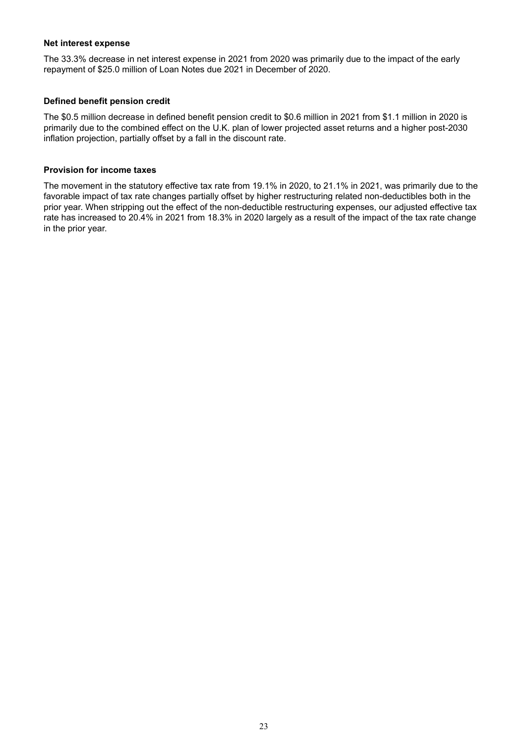**Net interest expense**

The 33.3% decrease in net interest expense in 2021 from 2020 was primarily due to the impact of the early repayment of $25.0 million of Loan Notes due 2021 in December of 2020.

**Defined benefit pension credit**

The $0.5 million decrease in defined benefit pension credit to $0.6 million in 2021 from $1.1 million in 2020 is primarily due to the combined effect on the U.K. plan of lower projected asset returns and a higher post-2030 inflation projection, partially offset by a fall in the discount rate.

**Provision for income taxes**

The movement in the statutory effective tax rate from 19.1% in 2020, to 21.1% in 2021, was primarily due to the favorable impact of tax rate changes partially offset by higher restructuring related non-deductibles both in the prior year. When stripping out the effect of the non-deductible restructuring expenses, our adjusted effective tax rate has increased to 20.4% in 2021 from 18.3% in 2020 largely as a result of the impact of the tax rate change in the prior year.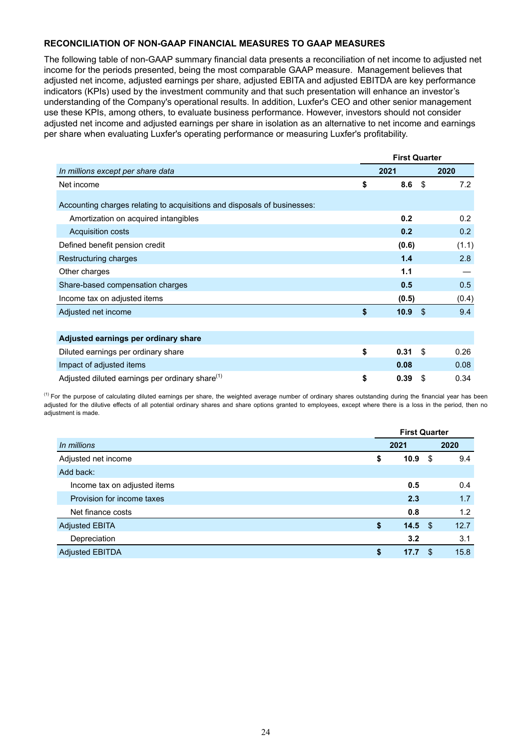## RECONCILIATION OF NON-GAAP FINANCIAL MEASURES TO GAAP MEASURES

The following table of non-GAAP summary financial data presents a reconciliation of net income to adjusted net income for the periods presented, being the most comparable GAAP measure. Management believes that adjusted net income, adjusted earnings per share, adjusted EBITA and adjusted EBITDA are key performance indicators (KPIs) used by the investment community and that such presentation will enhance an investor's understanding of the Company's operational results. In addition, Luxfer's CEO and other senior management use these KPIs, among others, to evaluate business performance. However, investors should not consider adjusted net income and adjusted earnings per share in isolation as an alternative to net income and earnings per share when evaluating Luxfer's operating performance or measuring Luxfer's profitability.

| | First Quarter | |
|---|---|---|
| *In millions except per share data* | **2021** | **2020** |
| Net income | **$ 8.6** | $ 7.2 |
| | | |
| Accounting charges relating to acquisitions and disposals of businesses: | | |
| Amortization on acquired intangibles | **0.2** | 0.2 |
| Acquisition costs | **0.2** | 0.2 |
| Defined benefit pension credit | **(0.6)** | (1.1) |
| Restructuring charges | **1.4** | 2.8 |
| Other charges | **1.1** | — |
| Share-based compensation charges | **0.5** | 0.5 |
| Income tax on adjusted items | **(0.5)** | (0.4) |
| Adjusted net income | **$ 10.9** | $ 9.4 |
| | | |
| **Adjusted earnings per ordinary share** | | |
| Diluted earnings per ordinary share | **$ 0.31** | $ 0.26 |
| Impact of adjusted items | **0.08** | 0.08 |
| Adjusted diluted earnings per ordinary share[1] | **$ 0.39** | $ 0.34 |

[1] For the purpose of calculating diluted earnings per share, the weighted average number of ordinary shares outstanding during the financial year has been adjusted for the dilutive effects of all potential ordinary shares and share options granted to employees, except where there is a loss in the period, then no adjustment is made.

| | First Quarter | |
|---|---|---|
| *In millions* | **2021** | **2020** |
| Adjusted net income | **$ 10.9** | $ 9.4 |
| Add back: | | |
| Income tax on adjusted items | **0.5** | 0.4 |
| Provision for income taxes | **2.3** | 1.7 |
| Net finance costs | **0.8** | 1.2 |
| Adjusted EBITA | **$ 14.5** | $ 12.7 |
| Depreciation | **3.2** | 3.1 |
| Adjusted EBITDA | **$ 17.7** | $ 15.8 |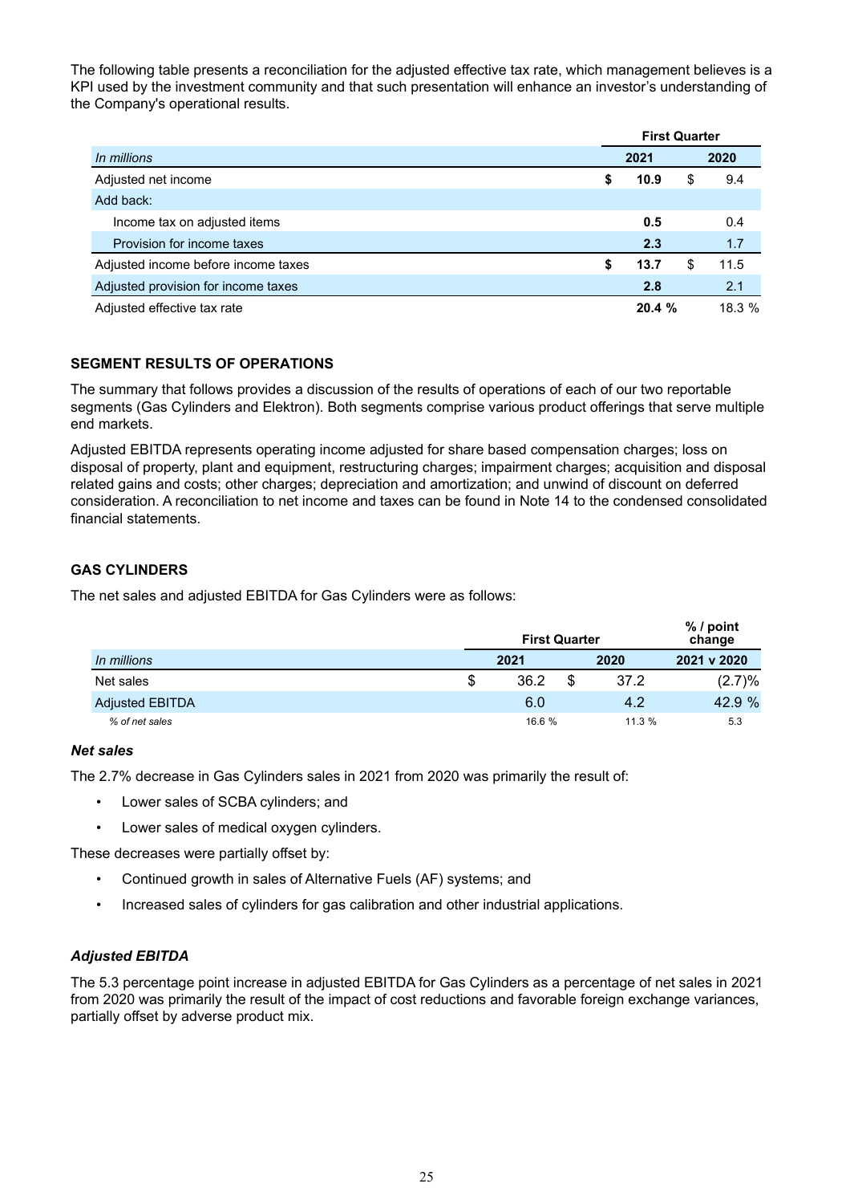The following table presents a reconciliation for the adjusted effective tax rate, which management believes is a KPI used by the investment community and that such presentation will enhance an investor's understanding of the Company's operational results.

| | First Quarter | |
|---|---|---|
| *In millions* | **2021** | **2020** |
| Adjusted net income | **$ 10.9** | $ 9.4 |
| Add back: | | |
| Income tax on adjusted items | **0.5** | 0.4 |
| Provision for income taxes | **2.3** | 1.7 |
| Adjusted income before income taxes | **$ 13.7** | $ 11.5 |
| Adjusted provision for income taxes | **2.8** | 2.1 |
| Adjusted effective tax rate | **20.4 %** | 18.3 % |

## SEGMENT RESULTS OF OPERATIONS

The summary that follows provides a discussion of the results of operations of each of our two reportable segments (Gas Cylinders and Elektron). Both segments comprise various product offerings that serve multiple end markets.

Adjusted EBITDA represents operating income adjusted for share based compensation charges; loss on disposal of property, plant and equipment, restructuring charges; impairment charges; acquisition and disposal related gains and costs; other charges; depreciation and amortization; and unwind of discount on deferred consideration. A reconciliation to net income and taxes can be found in Note 14 to the condensed consolidated financial statements.

## GAS CYLINDERS

The net sales and adjusted EBITDA for Gas Cylinders were as follows:

| | First Quarter | | % / point change |
|---|---|---|---|
| *In millions* | **2021** | **2020** | **2021 v 2020** |
| Net sales | $ 36.2 | $ 37.2 | (2.7)% |
| Adjusted EBITDA | 6.0 | 4.2 | 42.9 % |
| *% of net sales* | 16.6 % | 11.3 % | 5.3 |

### *Net sales*

The 2.7% decrease in Gas Cylinders sales in 2021 from 2020 was primarily the result of:

- Lower sales of SCBA cylinders; and
- Lower sales of medical oxygen cylinders.

These decreases were partially offset by:

- Continued growth in sales of Alternative Fuels (AF) systems; and
- Increased sales of cylinders for gas calibration and other industrial applications.

### *Adjusted EBITDA*

The 5.3 percentage point increase in adjusted EBITDA for Gas Cylinders as a percentage of net sales in 2021 from 2020 was primarily the result of the impact of cost reductions and favorable foreign exchange variances, partially offset by adverse product mix.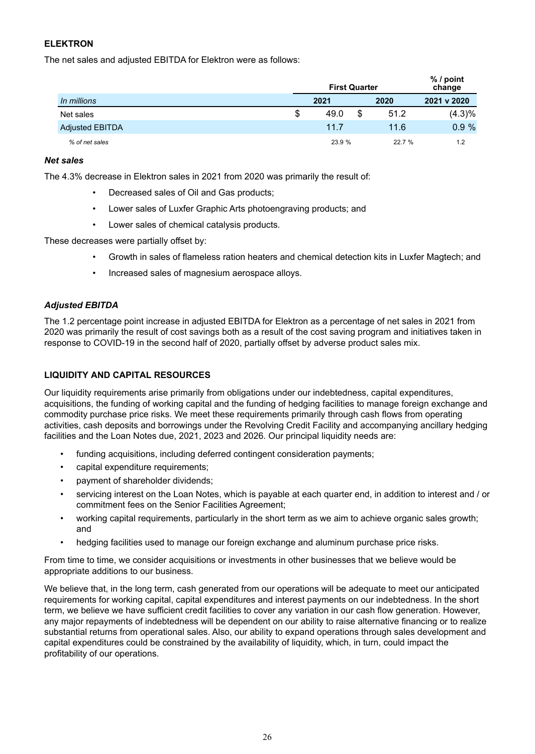### ELEKTRON

The net sales and adjusted EBITDA for Elektron were as follows:

| | First Quarter | | % / point change |
|---|---|---|---|
| *In millions* | 2021 | 2020 | 2021 v 2020 |
| Net sales | $ 49.0 | $ 51.2 | (4.3)% |
| Adjusted EBITDA | 11.7 | 11.6 | 0.9 % |
| *% of net sales* | 23.9 % | 22.7 % | 1.2 |

#### *Net sales*

The 4.3% decrease in Elektron sales in 2021 from 2020 was primarily the result of:

- Decreased sales of Oil and Gas products;
- Lower sales of Luxfer Graphic Arts photoengraving products; and
- Lower sales of chemical catalysis products.

These decreases were partially offset by:

- Growth in sales of flameless ration heaters and chemical detection kits in Luxfer Magtech; and
- Increased sales of magnesium aerospace alloys.

#### *Adjusted EBITDA*

The 1.2 percentage point increase in adjusted EBITDA for Elektron as a percentage of net sales in 2021 from 2020 was primarily the result of cost savings both as a result of the cost saving program and initiatives taken in response to COVID-19 in the second half of 2020, partially offset by adverse product sales mix.

### LIQUIDITY AND CAPITAL RESOURCES

Our liquidity requirements arise primarily from obligations under our indebtedness, capital expenditures, acquisitions, the funding of working capital and the funding of hedging facilities to manage foreign exchange and commodity purchase price risks. We meet these requirements primarily through cash flows from operating activities, cash deposits and borrowings under the Revolving Credit Facility and accompanying ancillary hedging facilities and the Loan Notes due, 2021, 2023 and 2026. Our principal liquidity needs are:

- funding acquisitions, including deferred contingent consideration payments;
- capital expenditure requirements;
- payment of shareholder dividends;
- servicing interest on the Loan Notes, which is payable at each quarter end, in addition to interest and / or commitment fees on the Senior Facilities Agreement;
- working capital requirements, particularly in the short term as we aim to achieve organic sales growth; and
- hedging facilities used to manage our foreign exchange and aluminum purchase price risks.

From time to time, we consider acquisitions or investments in other businesses that we believe would be appropriate additions to our business.

We believe that, in the long term, cash generated from our operations will be adequate to meet our anticipated requirements for working capital, capital expenditures and interest payments on our indebtedness. In the short term, we believe we have sufficient credit facilities to cover any variation in our cash flow generation. However, any major repayments of indebtedness will be dependent on our ability to raise alternative financing or to realize substantial returns from operational sales. Also, our ability to expand operations through sales development and capital expenditures could be constrained by the availability of liquidity, which, in turn, could impact the profitability of our operations.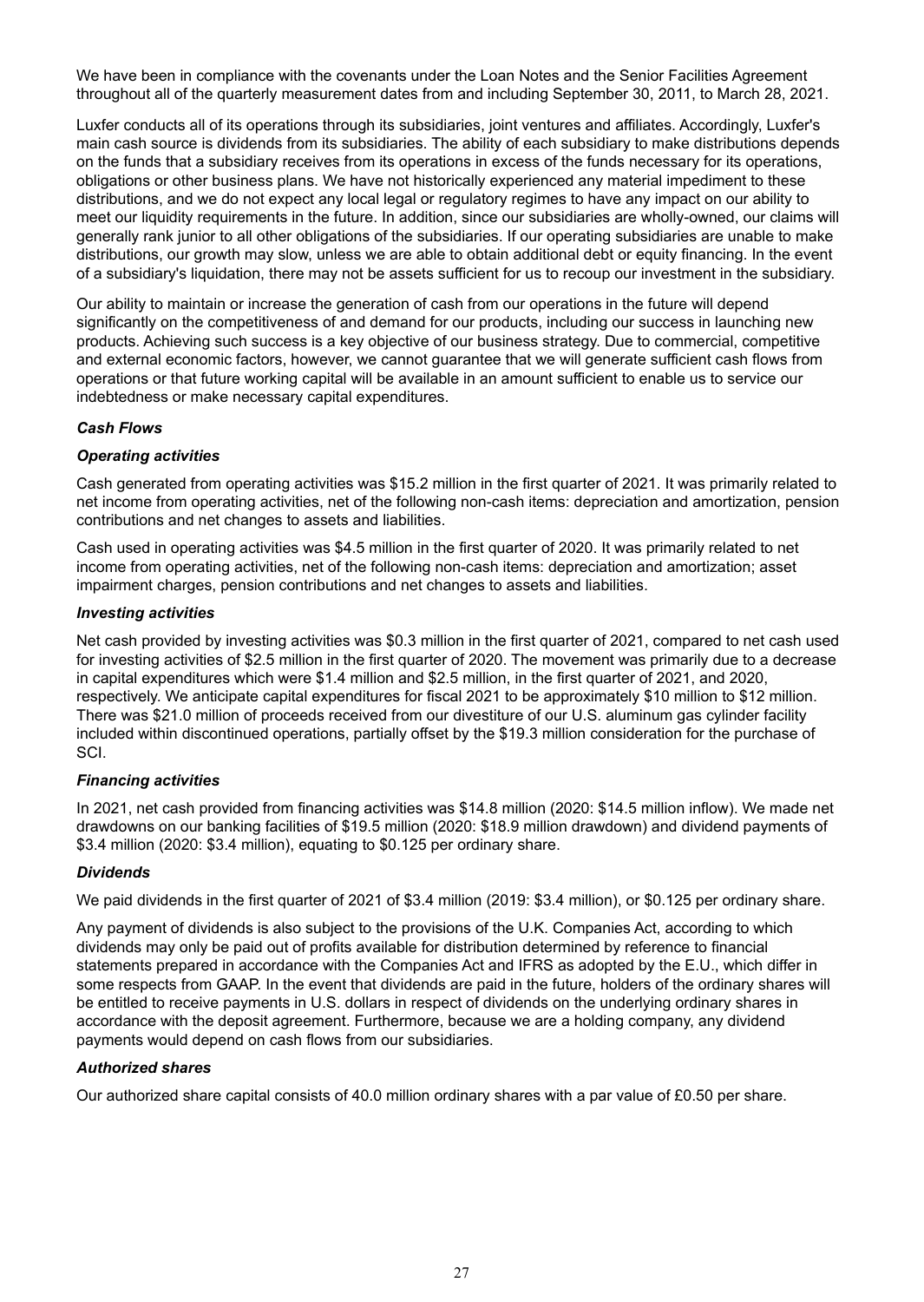We have been in compliance with the covenants under the Loan Notes and the Senior Facilities Agreement throughout all of the quarterly measurement dates from and including September 30, 2011, to March 28, 2021.

Luxfer conducts all of its operations through its subsidiaries, joint ventures and affiliates. Accordingly, Luxfer's main cash source is dividends from its subsidiaries. The ability of each subsidiary to make distributions depends on the funds that a subsidiary receives from its operations in excess of the funds necessary for its operations, obligations or other business plans. We have not historically experienced any material impediment to these distributions, and we do not expect any local legal or regulatory regimes to have any impact on our ability to meet our liquidity requirements in the future. In addition, since our subsidiaries are wholly-owned, our claims will generally rank junior to all other obligations of the subsidiaries. If our operating subsidiaries are unable to make distributions, our growth may slow, unless we are able to obtain additional debt or equity financing. In the event of a subsidiary's liquidation, there may not be assets sufficient for us to recoup our investment in the subsidiary.

Our ability to maintain or increase the generation of cash from our operations in the future will depend significantly on the competitiveness of and demand for our products, including our success in launching new products. Achieving such success is a key objective of our business strategy. Due to commercial, competitive and external economic factors, however, we cannot guarantee that we will generate sufficient cash flows from operations or that future working capital will be available in an amount sufficient to enable us to service our indebtedness or make necessary capital expenditures.

### *Cash Flows*

### *Operating activities*

Cash generated from operating activities was $15.2 million in the first quarter of 2021. It was primarily related to net income from operating activities, net of the following non-cash items: depreciation and amortization, pension contributions and net changes to assets and liabilities.

Cash used in operating activities was $4.5 million in the first quarter of 2020. It was primarily related to net income from operating activities, net of the following non-cash items: depreciation and amortization; asset impairment charges, pension contributions and net changes to assets and liabilities.

### *Investing activities*

Net cash provided by investing activities was $0.3 million in the first quarter of 2021, compared to net cash used for investing activities of $2.5 million in the first quarter of 2020. The movement was primarily due to a decrease in capital expenditures which were $1.4 million and $2.5 million, in the first quarter of 2021, and 2020, respectively. We anticipate capital expenditures for fiscal 2021 to be approximately $10 million to $12 million. There was $21.0 million of proceeds received from our divestiture of our U.S. aluminum gas cylinder facility included within discontinued operations, partially offset by the $19.3 million consideration for the purchase of SCI.

### *Financing activities*

In 2021, net cash provided from financing activities was $14.8 million (2020: $14.5 million inflow). We made net drawdowns on our banking facilities of $19.5 million (2020: $18.9 million drawdown) and dividend payments of $3.4 million (2020: $3.4 million), equating to $0.125 per ordinary share.

### *Dividends*

We paid dividends in the first quarter of 2021 of $3.4 million (2019: $3.4 million), or $0.125 per ordinary share.

Any payment of dividends is also subject to the provisions of the U.K. Companies Act, according to which dividends may only be paid out of profits available for distribution determined by reference to financial statements prepared in accordance with the Companies Act and IFRS as adopted by the E.U., which differ in some respects from GAAP. In the event that dividends are paid in the future, holders of the ordinary shares will be entitled to receive payments in U.S. dollars in respect of dividends on the underlying ordinary shares in accordance with the deposit agreement. Furthermore, because we are a holding company, any dividend payments would depend on cash flows from our subsidiaries.

### *Authorized shares*

Our authorized share capital consists of 40.0 million ordinary shares with a par value of £0.50 per share.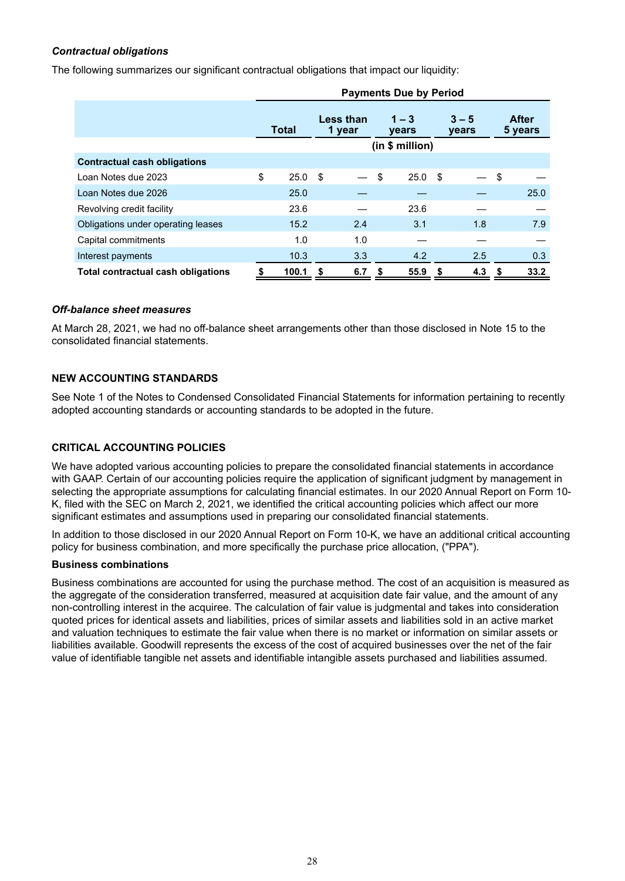***Contractual obligations***

The following summarizes our significant contractual obligations that impact our liquidity:

| | Payments Due by Period | | | | |
|---|---|---|---|---|---|
| | Total | Less than 1 year | 1 – 3 years | 3 – 5 years | After 5 years |
| | (in $ million) | | | | |
| **Contractual cash obligations** | | | | | |
| Loan Notes due 2023 | $ 25.0 | $ — | $ 25.0 | $ — | $ — |
| Loan Notes due 2026 | 25.0 | — | — | — | 25.0 |
| Revolving credit facility | 23.6 | — | 23.6 | — | — |
| Obligations under operating leases | 15.2 | 2.4 | 3.1 | 1.8 | 7.9 |
| Capital commitments | 1.0 | 1.0 | — | — | — |
| Interest payments | 10.3 | 3.3 | 4.2 | 2.5 | 0.3 |
| **Total contractual cash obligations** | **$ 100.1** | **$ 6.7** | **$ 55.9** | **$ 4.3** | **$ 33.2** |

***Off-balance sheet measures***

At March 28, 2021, we had no off-balance sheet arrangements other than those disclosed in Note 15 to the consolidated financial statements.

## NEW ACCOUNTING STANDARDS

See Note 1 of the Notes to Condensed Consolidated Financial Statements for information pertaining to recently adopted accounting standards or accounting standards to be adopted in the future.

## CRITICAL ACCOUNTING POLICIES

We have adopted various accounting policies to prepare the consolidated financial statements in accordance with GAAP. Certain of our accounting policies require the application of significant judgment by management in selecting the appropriate assumptions for calculating financial estimates. In our 2020 Annual Report on Form 10-K, filed with the SEC on March 2, 2021, we identified the critical accounting policies which affect our more significant estimates and assumptions used in preparing our consolidated financial statements.

In addition to those disclosed in our 2020 Annual Report on Form 10-K, we have an additional critical accounting policy for business combination, and more specifically the purchase price allocation, ("PPA").

**Business combinations**

Business combinations are accounted for using the purchase method. The cost of an acquisition is measured as the aggregate of the consideration transferred, measured at acquisition date fair value, and the amount of any non-controlling interest in the acquiree. The calculation of fair value is judgmental and takes into consideration quoted prices for identical assets and liabilities, prices of similar assets and liabilities sold in an active market and valuation techniques to estimate the fair value when there is no market or information on similar assets or liabilities available. Goodwill represents the excess of the cost of acquired businesses over the net of the fair value of identifiable tangible net assets and identifiable intangible assets purchased and liabilities assumed.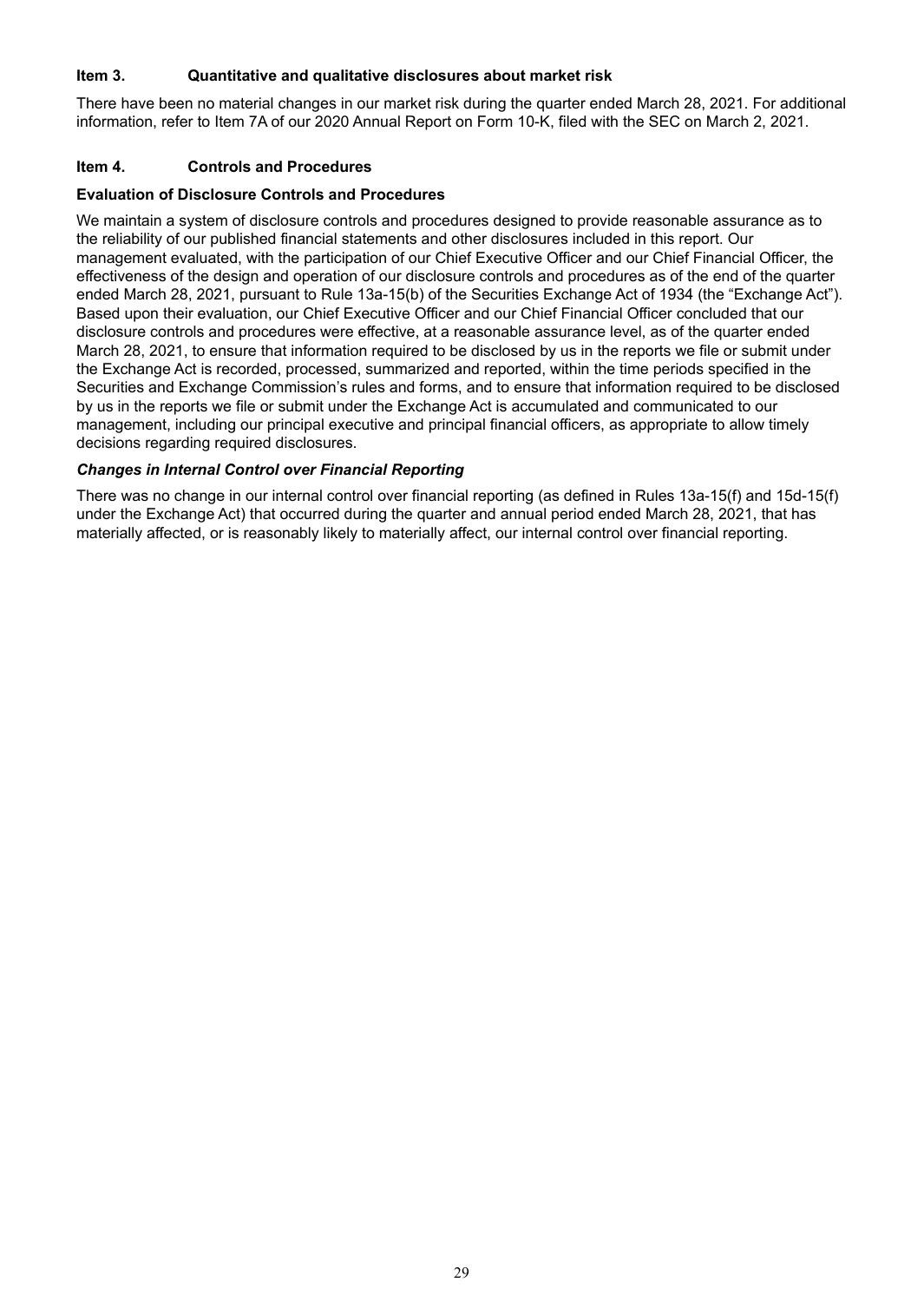## Item 3. Quantitative and qualitative disclosures about market risk

There have been no material changes in our market risk during the quarter ended March 28, 2021. For additional information, refer to Item 7A of our 2020 Annual Report on Form 10-K, filed with the SEC on March 2, 2021.

## Item 4. Controls and Procedures

### Evaluation of Disclosure Controls and Procedures

We maintain a system of disclosure controls and procedures designed to provide reasonable assurance as to the reliability of our published financial statements and other disclosures included in this report. Our management evaluated, with the participation of our Chief Executive Officer and our Chief Financial Officer, the effectiveness of the design and operation of our disclosure controls and procedures as of the end of the quarter ended March 28, 2021, pursuant to Rule 13a-15(b) of the Securities Exchange Act of 1934 (the "Exchange Act"). Based upon their evaluation, our Chief Executive Officer and our Chief Financial Officer concluded that our disclosure controls and procedures were effective, at a reasonable assurance level, as of the quarter ended March 28, 2021, to ensure that information required to be disclosed by us in the reports we file or submit under the Exchange Act is recorded, processed, summarized and reported, within the time periods specified in the Securities and Exchange Commission's rules and forms, and to ensure that information required to be disclosed by us in the reports we file or submit under the Exchange Act is accumulated and communicated to our management, including our principal executive and principal financial officers, as appropriate to allow timely decisions regarding required disclosures.

### *Changes in Internal Control over Financial Reporting*

There was no change in our internal control over financial reporting (as defined in Rules 13a-15(f) and 15d-15(f) under the Exchange Act) that occurred during the quarter and annual period ended March 28, 2021, that has materially affected, or is reasonably likely to materially affect, our internal control over financial reporting.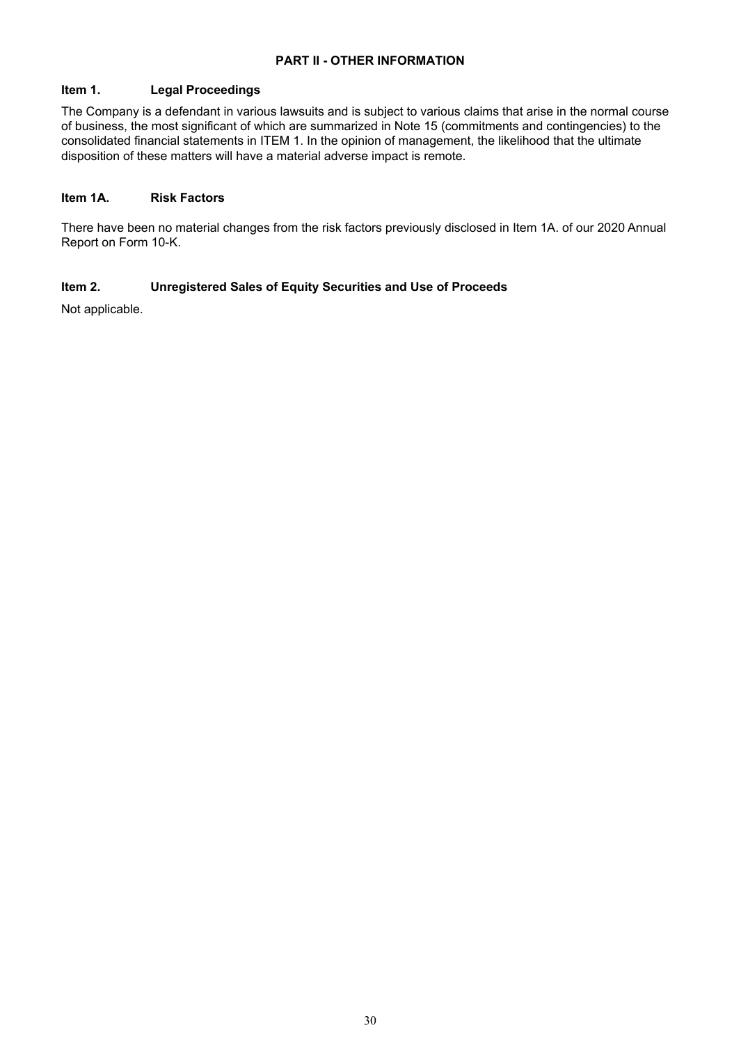## PART II - OTHER INFORMATION

### Item 1. Legal Proceedings

The Company is a defendant in various lawsuits and is subject to various claims that arise in the normal course of business, the most significant of which are summarized in Note 15 (commitments and contingencies) to the consolidated financial statements in ITEM 1. In the opinion of management, the likelihood that the ultimate disposition of these matters will have a material adverse impact is remote.

### Item 1A. Risk Factors

There have been no material changes from the risk factors previously disclosed in Item 1A. of our 2020 Annual Report on Form 10-K.

### Item 2. Unregistered Sales of Equity Securities and Use of Proceeds

Not applicable.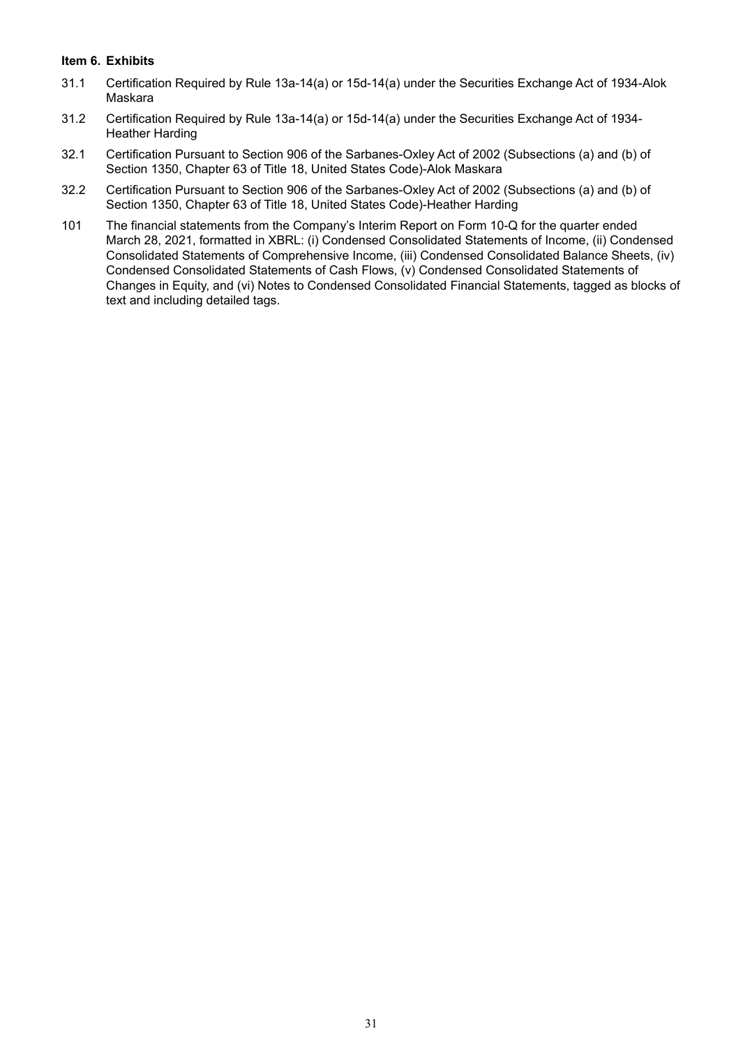**Item 6. Exhibits**

| | |
|---|---|
| 31.1 | Certification Required by Rule 13a-14(a) or 15d-14(a) under the Securities Exchange Act of 1934-Alok Maskara |
| 31.2 | Certification Required by Rule 13a-14(a) or 15d-14(a) under the Securities Exchange Act of 1934-Heather Harding |
| 32.1 | Certification Pursuant to Section 906 of the Sarbanes-Oxley Act of 2002 (Subsections (a) and (b) of Section 1350, Chapter 63 of Title 18, United States Code)-Alok Maskara |
| 32.2 | Certification Pursuant to Section 906 of the Sarbanes-Oxley Act of 2002 (Subsections (a) and (b) of Section 1350, Chapter 63 of Title 18, United States Code)-Heather Harding |
| 101 | The financial statements from the Company's Interim Report on Form 10-Q for the quarter ended March 28, 2021, formatted in XBRL: (i) Condensed Consolidated Statements of Income, (ii) Condensed Consolidated Statements of Comprehensive Income, (iii) Condensed Consolidated Balance Sheets, (iv) Condensed Consolidated Statements of Cash Flows, (v) Condensed Consolidated Statements of Changes in Equity, and (vi) Notes to Condensed Consolidated Financial Statements, tagged as blocks of text and including detailed tags. |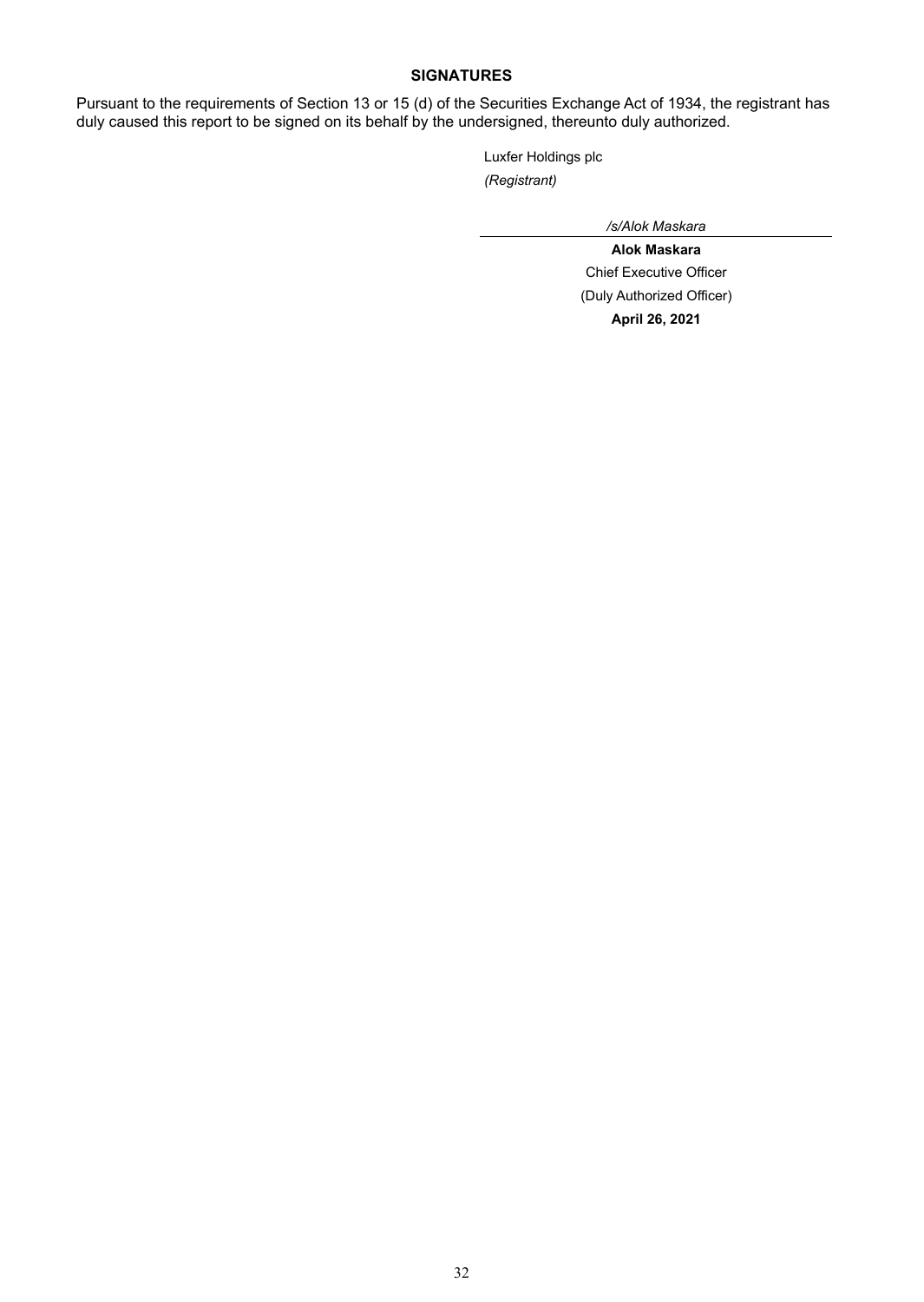**SIGNATURES**

Pursuant to the requirements of Section 13 or 15 (d) of the Securities Exchange Act of 1934, the registrant has duly caused this report to be signed on its behalf by the undersigned, thereunto duly authorized.

Luxfer Holdings plc

*(Registrant)*

*/s/Alok Maskara*

**Alok Maskara**

Chief Executive Officer

(Duly Authorized Officer)

**April 26, 2021**